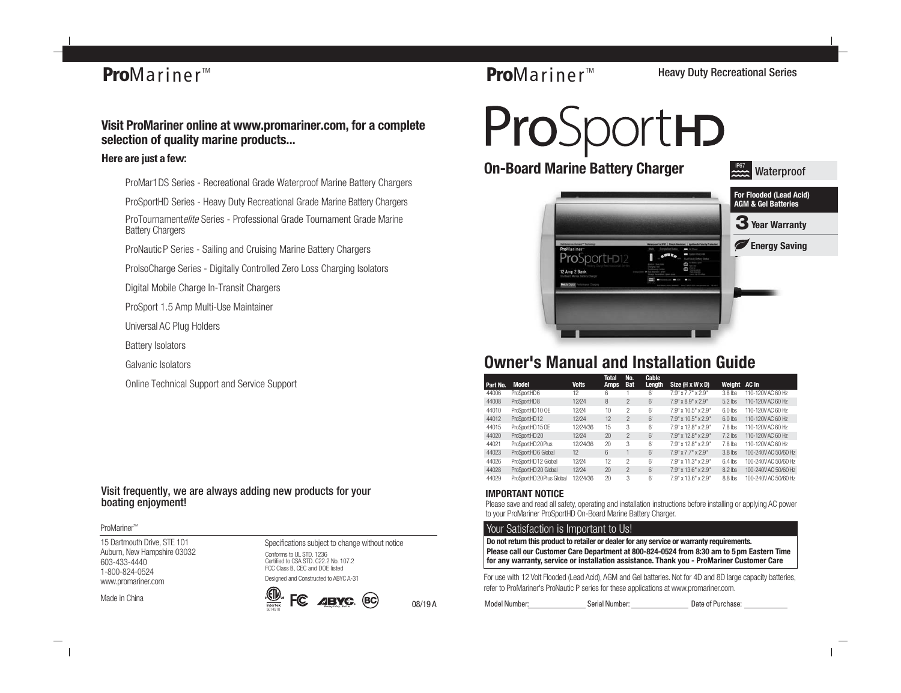# ProMariner™

### Visit ProMariner online at www.promariner.com, for a complete selection of quality marine products...

**Here are just a few:**

- ProMar1DS Series - Recreational Grade Waterproof Marine Battery Chargers
- ProSportHD Series - Heavy Duty Recreational Grade Marine Battery Chargers
- ProTournament*elite* Series - Professional Grade Tournament Grade Marine Battery Chargers
- ProNautic P Series - Sailing and Cruising Marine Battery Chargers
- ProIsoCharge Series - Digitally Controlled Zero Loss Charging Isolators
- Digital Mobile Charge In-Transit Chargers
- ProSport 1.5 Amp Multi-Use Maintainer
- Universal AC Plug Holders
- Battery Isolators
- Galvanic Isolators
- Online Technical Support and Service Support

**Visit frequently, we are always adding new products for your boating enjoyment!**

ProMariner™

15 Dartmouth Drive, STE 101
Auburn, New Hampshire 03032
603-433-4440
1-800-824-0524
www.promariner.com

Made in China

Specifications subject to change without notice

Conforms to UL STD. 1236
Certified to CSA STD. C22.2 No. 107.2
FCC Class B, CEC and DOE listed

Designed and Constructed to ABYC A-31

Intertek 5014510

08/19 A

# ProMariner™

Heavy Duty Recreational Series

# ProSportHD

## On-Board Marine Battery Charger

IP67 Waterproof

**For Flooded (Lead Acid) AGM & Gel Batteries**

**3 Year Warranty**

**Energy Saving**

## Owner's Manual and Installation Guide

| Part No. | Model | Volts | Total Amps | No. Bat | Cable Length | Size (H x W x D) | Weight | AC In |
|---|---|---|---|---|---|---|---|---|
| 44006 | ProSportHD6 | 12 | 6 | 1 | 6' | 7.9" x 7.7" x 2.9" | 3.8 lbs | 110-120V AC 60 Hz |
| 44008 | ProSportHD8 | 12/24 | 8 | 2 | 6' | 7.9" x 8.9" x 2.9" | 5.2 lbs | 110-120V AC 60 Hz |
| 44010 | ProSportHD10 OE | 12/24 | 10 | 2 | 6' | 7.9" x 10.5" x 2.9" | 6.0 lbs | 110-120V AC 60 Hz |
| 44012 | ProSportHD12 | 12/24 | 12 | 2 | 6' | 7.9" x 10.5" x 2.9" | 6.0 lbs | 110-120V AC 60 Hz |
| 44015 | ProSportHD15 OE | 12/24/36 | 15 | 3 | 6' | 7.9" x 12.8" x 2.9" | 7.8 lbs | 110-120V AC 60 Hz |
| 44020 | ProSportHD20 | 12/24 | 20 | 2 | 6' | 7.9" x 12.8" x 2.9" | 7.2 lbs | 110-120V AC 60 Hz |
| 44021 | ProSportHD20Plus | 12/24/36 | 20 | 3 | 6' | 7.9" x 12.8" x 2.9" | 7.8 lbs | 110-120V AC 60 Hz |
| 44023 | ProSportHD6 Global | 12 | 6 | 1 | 6' | 7.9" x 7.7" x 2.9" | 3.8 lbs | 100-240V AC 50/60 Hz |
| 44026 | ProSportHD12 Global | 12/24 | 12 | 2 | 6' | 7.9" x 11.3" x 2.9" | 6.4 lbs | 100-240V AC 50/60 Hz |
| 44028 | ProSportHD20 Global | 12/24 | 20 | 2 | 6' | 7.9" x 13.6" x 2.9" | 8.2 lbs | 100-240V AC 50/60 Hz |
| 44029 | ProSportHD20Plus Global | 12/24/36 | 20 | 3 | 6' | 7.9" x 13.6" x 2.9" | 8.8 lbs | 100-240V AC 50/60 Hz |

### IMPORTANT NOTICE

Please save and read all safety, operating and installation instructions before installing or applying AC power to your ProMariner ProSportHD On-Board Marine Battery Charger.

### Your Satisfaction is Important to Us!

**Do not return this product to retailer or dealer for any service or warranty requirements.**
**Please call our Customer Care Department at 800-824-0524 from 8:30 am to 5 pm Eastern Time for any warranty, service or installation assistance. Thank you - ProMariner Customer Care**

For use with 12 Volt Flooded (Lead Acid), AGM and Gel batteries. Not for 4D and 8D large capacity batteries, refer to ProMariner's ProNautic P series for these applications at www.promariner.com.

Model Number:________ Serial Number:________ Date of Purchase:________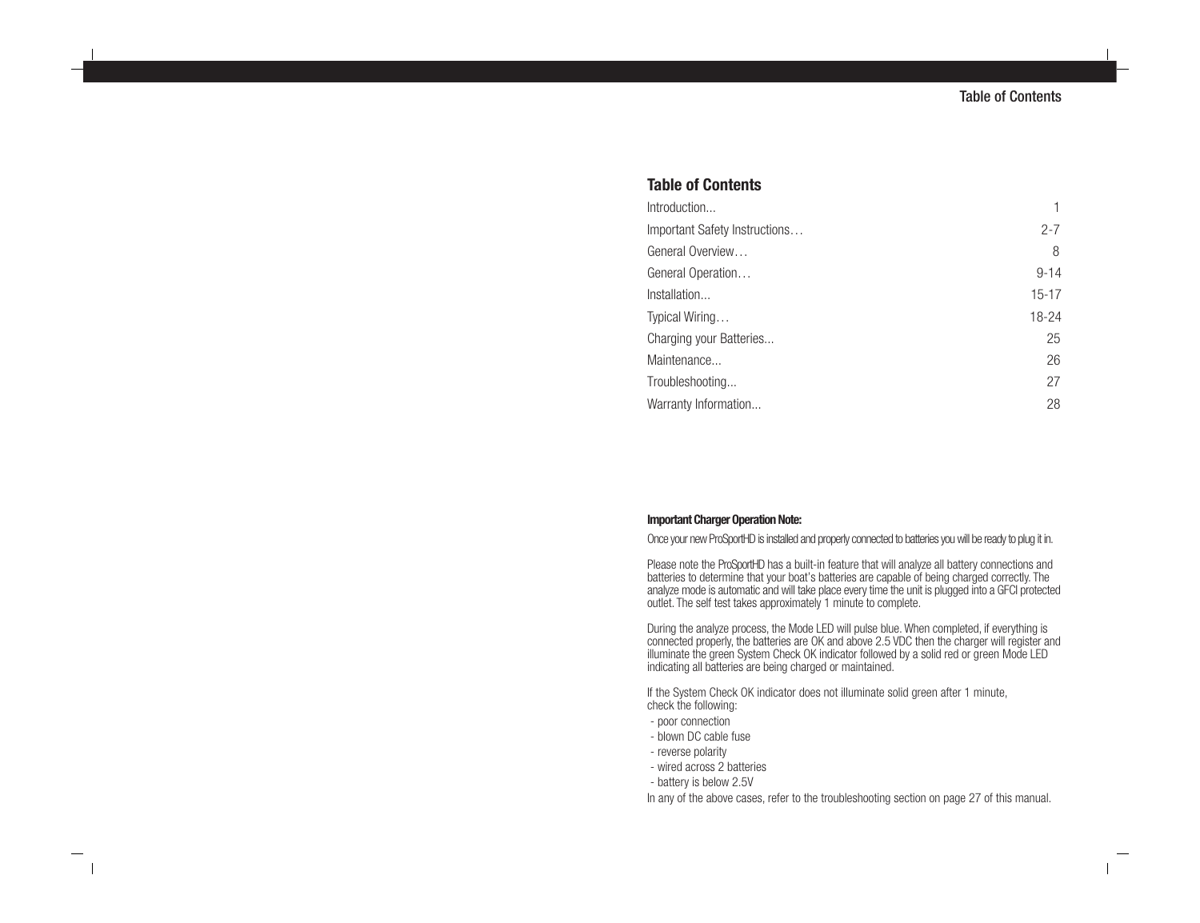## Table of Contents

| | |
|---|---|
| Introduction... | 1 |
| Important Safety Instructions… | 2-7 |
| General Overview… | 8 |
| General Operation… | 9-14 |
| Installation... | 15-17 |
| Typical Wiring… | 18-24 |
| Charging your Batteries... | 25 |
| Maintenance... | 26 |
| Troubleshooting... | 27 |
| Warranty Information... | 28 |

**Important Charger Operation Note:**

Once your new ProSportHD is installed and properly connected to batteries you will be ready to plug it in.

Please note the ProSportHD has a built-in feature that will analyze all battery connections and batteries to determine that your boat's batteries are capable of being charged correctly. The analyze mode is automatic and will take place every time the unit is plugged into a GFCI protected outlet. The self test takes approximately 1 minute to complete.

During the analyze process, the Mode LED will pulse blue. When completed, if everything is connected properly, the batteries are OK and above 2.5 VDC then the charger will register and illuminate the green System Check OK indicator followed by a solid red or green Mode LED indicating all batteries are being charged or maintained.

If the System Check OK indicator does not illuminate solid green after 1 minute, check the following:

- poor connection
- blown DC cable fuse
- reverse polarity
- wired across 2 batteries
- battery is below 2.5V

In any of the above cases, refer to the troubleshooting section on page 27 of this manual.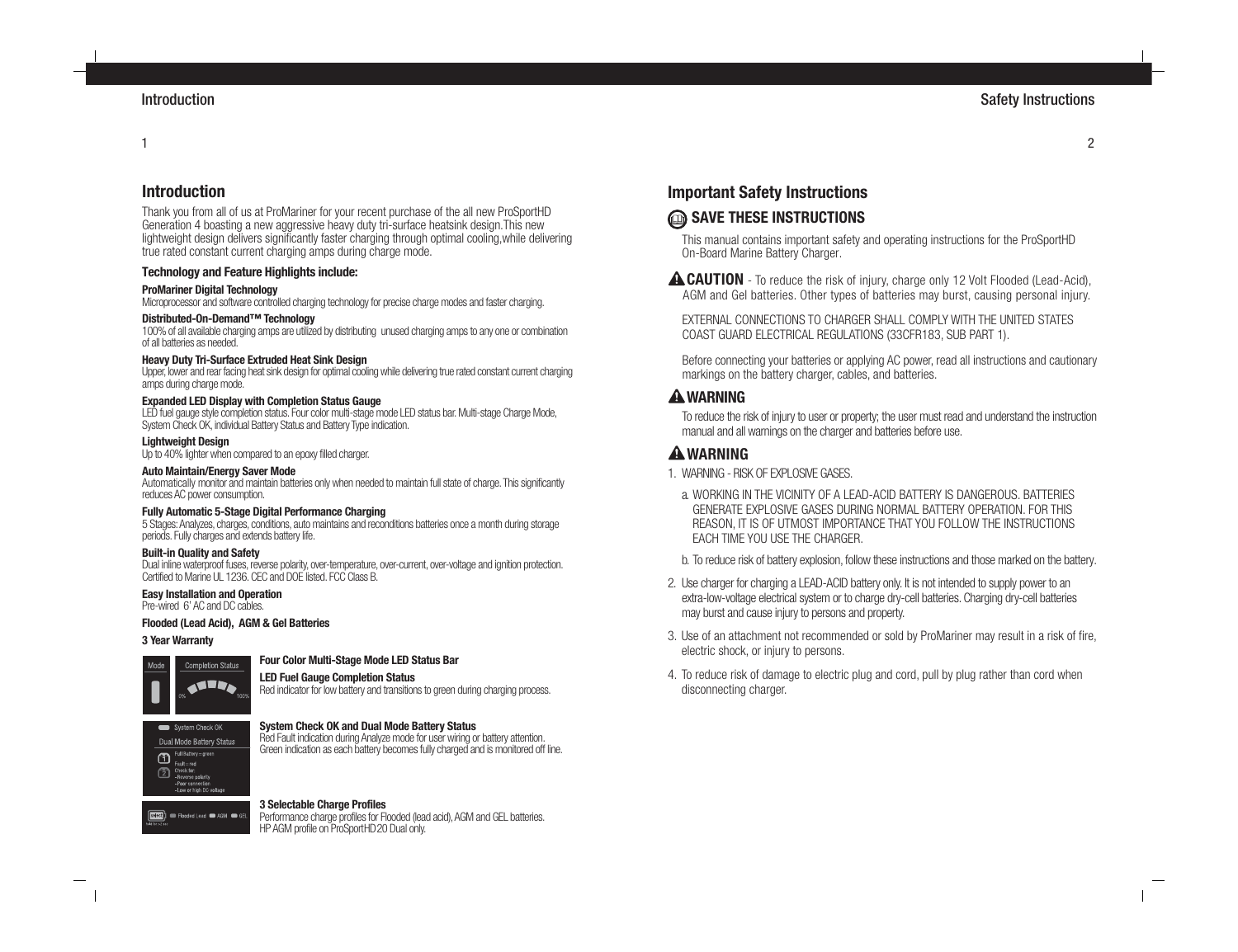## Introduction

Thank you from all of us at ProMariner for your recent purchase of the all new ProSportHD Generation 4 boasting a new aggressive heavy duty tri-surface heatsink design.This new lightweight design delivers significantly faster charging through optimal cooling,while delivering true rated constant current charging amps during charge mode.

### Technology and Feature Highlights include:

**ProMariner Digital Technology**
Microprocessor and software controlled charging technology for precise charge modes and faster charging.

**Distributed-On-Demand™ Technology**
100% of all available charging amps are utilized by distributing unused charging amps to any one or combination of all batteries as needed.

**Heavy Duty Tri-Surface Extruded Heat Sink Design**
Upper, lower and rear facing heat sink design for optimal cooling while delivering true rated constant current charging amps during charge mode.

**Expanded LED Display with Completion Status Gauge**
LED fuel gauge style completion status. Four color multi-stage mode LED status bar. Multi-stage Charge Mode, System Check OK, individual Battery Status and Battery Type indication.

**Lightweight Design**
Up to 40% lighter when compared to an epoxy filled charger.

**Auto Maintain/Energy Saver Mode**
Automatically monitor and maintain batteries only when needed to maintain full state of charge. This significantly reduces AC power consumption.

**Fully Automatic 5-Stage Digital Performance Charging**
5 Stages: Analyzes, charges, conditions, auto maintains and reconditions batteries once a month during storage periods. Fully charges and extends battery life.

**Built-in Quality and Safety**
Dual inline waterproof fuses, reverse polarity, over-temperature, over-current, over-voltage and ignition protection. Certified to Marine UL 1236. CEC and DOE listed. FCC Class B.

**Easy Installation and Operation**
Pre-wired 6' AC and DC cables.

**Flooded (Lead Acid), AGM & Gel Batteries**

**3 Year Warranty**

Mode | Completion Status | 0% | 100%

**Four Color Multi-Stage Mode LED Status Bar**

**LED Fuel Gauge Completion Status**
Red indicator for low battery and transitions to green during charging process.

System Check OK
Dual Mode Battery Status
1 Full Battery = green
2 Fault = red
Check for:
-Reverse polarity
-Poor connection
-Low or high DC voltage

**System Check OK and Dual Mode Battery Status**
Red Fault indication during Analyze mode for user wiring or battery attention. Green indication as each battery becomes fully charged and is monitored off line.

Flooded Lead | AGM | GEL

**3 Selectable Charge Profiles**
Performance charge profiles for Flooded (lead acid), AGM and GEL batteries. HP AGM profile on ProSportHD20 Dual only.

## Important Safety Instructions

### SAVE THESE INSTRUCTIONS

This manual contains important safety and operating instructions for the ProSportHD On-Board Marine Battery Charger.

**⚠ CAUTION** - To reduce the risk of injury, charge only 12 Volt Flooded (Lead-Acid), AGM and Gel batteries. Other types of batteries may burst, causing personal injury.

EXTERNAL CONNECTIONS TO CHARGER SHALL COMPLY WITH THE UNITED STATES COAST GUARD ELECTRICAL REGULATIONS (33CFR183, SUB PART 1).

Before connecting your batteries or applying AC power, read all instructions and cautionary markings on the battery charger, cables, and batteries.

### ⚠ WARNING

To reduce the risk of injury to user or property; the user must read and understand the instruction manual and all warnings on the charger and batteries before use.

### ⚠ WARNING

1. WARNING - RISK OF EXPLOSIVE GASES.

   a. WORKING IN THE VICINITY OF A LEAD-ACID BATTERY IS DANGEROUS. BATTERIES GENERATE EXPLOSIVE GASES DURING NORMAL BATTERY OPERATION. FOR THIS REASON, IT IS OF UTMOST IMPORTANCE THAT YOU FOLLOW THE INSTRUCTIONS EACH TIME YOU USE THE CHARGER.

   b. To reduce risk of battery explosion, follow these instructions and those marked on the battery.

2. Use charger for charging a LEAD-ACID battery only. It is not intended to supply power to an extra-low-voltage electrical system or to charge dry-cell batteries. Charging dry-cell batteries may burst and cause injury to persons and property.

3. Use of an attachment not recommended or sold by ProMariner may result in a risk of fire, electric shock, or injury to persons.

4. To reduce risk of damage to electric plug and cord, pull by plug rather than cord when disconnecting charger.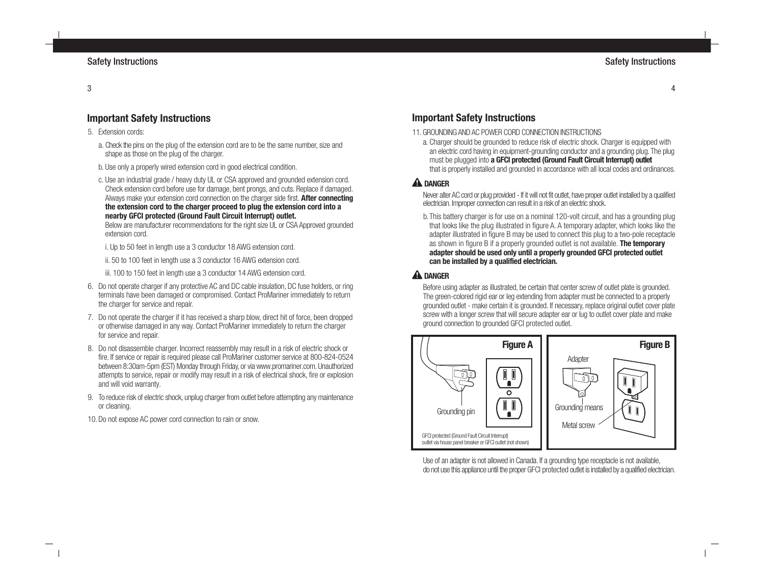## Important Safety Instructions

5. Extension cords:

   a. Check the pins on the plug of the extension cord are to be the same number, size and shape as those on the plug of the charger.

   b. Use only a properly wired extension cord in good electrical condition.

   c. Use an industrial grade / heavy duty UL or CSA approved and grounded extension cord. Check extension cord before use for damage, bent prongs, and cuts. Replace if damaged. Always make your extension cord connection on the charger side first. **After connecting the extension cord to the charger proceed to plug the extension cord into a nearby GFCI protected (Ground Fault Circuit Interrupt) outlet.**
   Below are manufacturer recommendations for the right size UL or CSA Approved grounded extension cord.

      i. Up to 50 feet in length use a 3 conductor 18 AWG extension cord.

      ii. 50 to 100 feet in length use a 3 conductor 16 AWG extension cord.

      iii. 100 to 150 feet in length use a 3 conductor 14 AWG extension cord.

6. Do not operate charger if any protective AC and DC cable insulation, DC fuse holders, or ring terminals have been damaged or compromised. Contact ProMariner immediately to return the charger for service and repair.

7. Do not operate the charger if it has received a sharp blow, direct hit of force, been dropped or otherwise damaged in any way. Contact ProMariner immediately to return the charger for service and repair.

8. Do not disassemble charger. Incorrect reassembly may result in a risk of electric shock or fire. If service or repair is required please call ProMariner customer service at 800-824-0524 between 8:30am-5pm (EST) Monday through Friday, or via www.promariner.com. Unauthorized attempts to service, repair or modify may result in a risk of electrical shock, fire or explosion and will void warranty.

9. To reduce risk of electric shock, unplug charger from outlet before attempting any maintenance or cleaning.

10. Do not expose AC power cord connection to rain or snow.

## Important Safety Instructions

11. GROUNDING AND AC POWER CORD CONNECTION INSTRUCTIONS

    a. Charger should be grounded to reduce risk of electric shock. Charger is equipped with an electric cord having in equipment-grounding conductor and a grounding plug. The plug must be plugged into **a GFCI protected (Ground Fault Circuit Interrupt) outlet** that is properly installed and grounded in accordance with all local codes and ordinances.

**⚠ DANGER**

Never alter AC cord or plug provided - If it will not fit outlet, have proper outlet installed by a qualified electrician. Improper connection can result in a risk of an electric shock.

    b. This battery charger is for use on a nominal 120-volt circuit, and has a grounding plug that looks like the plug illustrated in figure A. A temporary adapter, which looks like the adapter illustrated in figure B may be used to connect this plug to a two-pole receptacle as shown in figure B if a properly grounded outlet is not available. **The temporary adapter should be used only until a properly grounded GFCI protected outlet can be installed by a qualified electrician.**

**⚠ DANGER**

Before using adapter as illustrated, be certain that center screw of outlet plate is grounded. The green-colored rigid ear or leg extending from adapter must be connected to a properly grounded outlet - make certain it is grounded. If necessary, replace original outlet cover plate screw with a longer screw that will secure adapter ear or lug to outlet cover plate and make ground connection to grounded GFCI protected outlet.

**Figure A**

Grounding pin

GFCI protected (Ground Fault Circuit Interrupt) outlet via house panel breaker or GFCI outlet (not shown)

**Figure B**

Adapter

Grounding means

Metal screw

Use of an adapter is not allowed in Canada. If a grounding type receptacle is not available, do not use this appliance until the proper GFCI protected outlet is installed by a qualified electrician.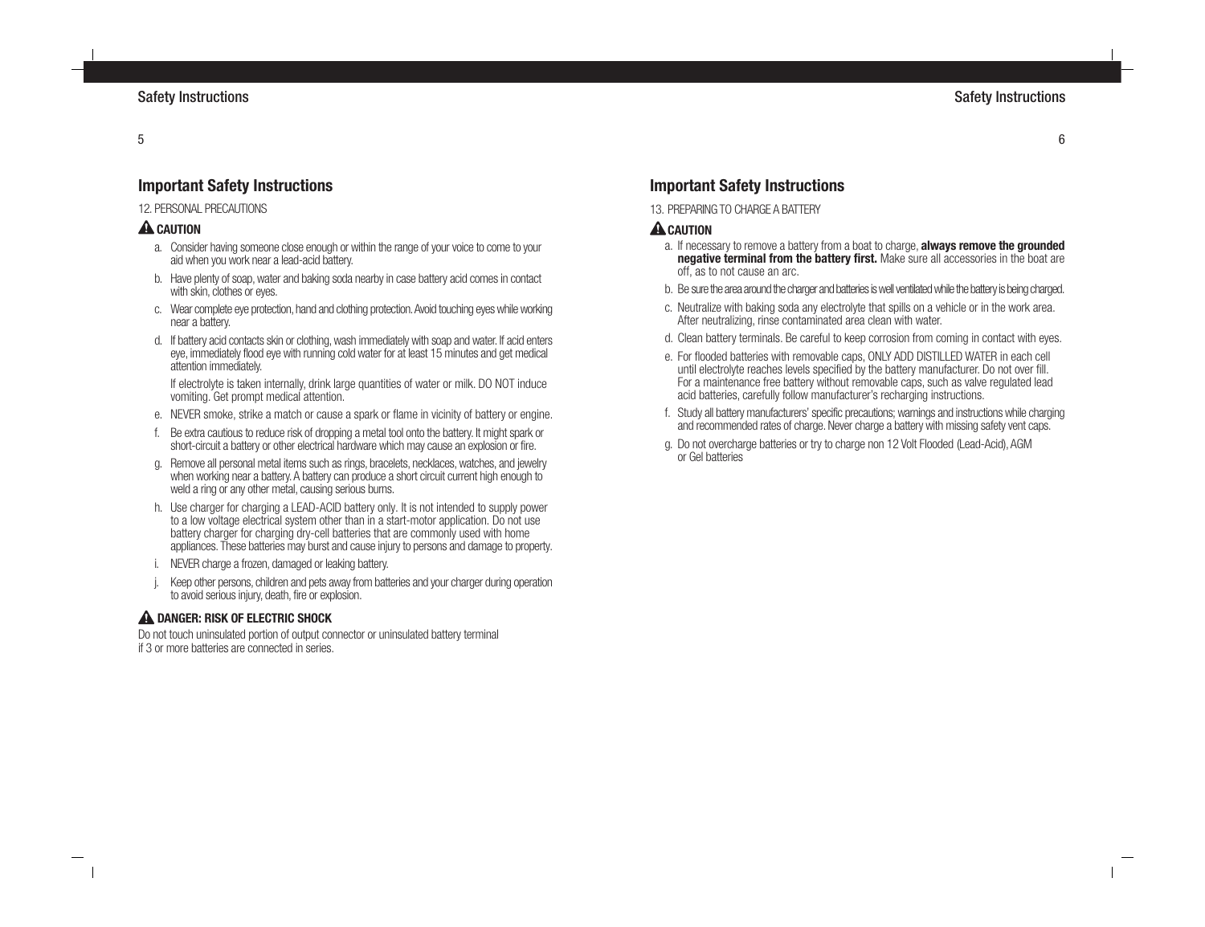## Important Safety Instructions

12. PERSONAL PRECAUTIONS

**⚠ CAUTION**

a. Consider having someone close enough or within the range of your voice to come to your aid when you work near a lead-acid battery.

b. Have plenty of soap, water and baking soda nearby in case battery acid comes in contact with skin, clothes or eyes.

c. Wear complete eye protection, hand and clothing protection. Avoid touching eyes while working near a battery.

d. If battery acid contacts skin or clothing, wash immediately with soap and water. If acid enters eye, immediately flood eye with running cold water for at least 15 minutes and get medical attention immediately.

   If electrolyte is taken internally, drink large quantities of water or milk. DO NOT induce vomiting. Get prompt medical attention.

e. NEVER smoke, strike a match or cause a spark or flame in vicinity of battery or engine.

f. Be extra cautious to reduce risk of dropping a metal tool onto the battery. It might spark or short-circuit a battery or other electrical hardware which may cause an explosion or fire.

g. Remove all personal metal items such as rings, bracelets, necklaces, watches, and jewelry when working near a battery. A battery can produce a short circuit current high enough to weld a ring or any other metal, causing serious burns.

h. Use charger for charging a LEAD-ACID battery only. It is not intended to supply power to a low voltage electrical system other than in a start-motor application. Do not use battery charger for charging dry-cell batteries that are commonly used with home appliances. These batteries may burst and cause injury to persons and damage to property.

i. NEVER charge a frozen, damaged or leaking battery.

j. Keep other persons, children and pets away from batteries and your charger during operation to avoid serious injury, death, fire or explosion.

**⚠ DANGER: RISK OF ELECTRIC SHOCK**

Do not touch uninsulated portion of output connector or uninsulated battery terminal if 3 or more batteries are connected in series.

## Important Safety Instructions

13. PREPARING TO CHARGE A BATTERY

**⚠ CAUTION**

a. If necessary to remove a battery from a boat to charge, **always remove the grounded negative terminal from the battery first.** Make sure all accessories in the boat are off, as to not cause an arc.

b. Be sure the area around the charger and batteries is well ventilated while the battery is being charged.

c. Neutralize with baking soda any electrolyte that spills on a vehicle or in the work area. After neutralizing, rinse contaminated area clean with water.

d. Clean battery terminals. Be careful to keep corrosion from coming in contact with eyes.

e. For flooded batteries with removable caps, ONLY ADD DISTILLED WATER in each cell until electrolyte reaches levels specified by the battery manufacturer. Do not over fill. For a maintenance free battery without removable caps, such as valve regulated lead acid batteries, carefully follow manufacturer's recharging instructions.

f. Study all battery manufacturers' specific precautions; warnings and instructions while charging and recommended rates of charge. Never charge a battery with missing safety vent caps.

g. Do not overcharge batteries or try to charge non 12 Volt Flooded (Lead-Acid), AGM or Gel batteries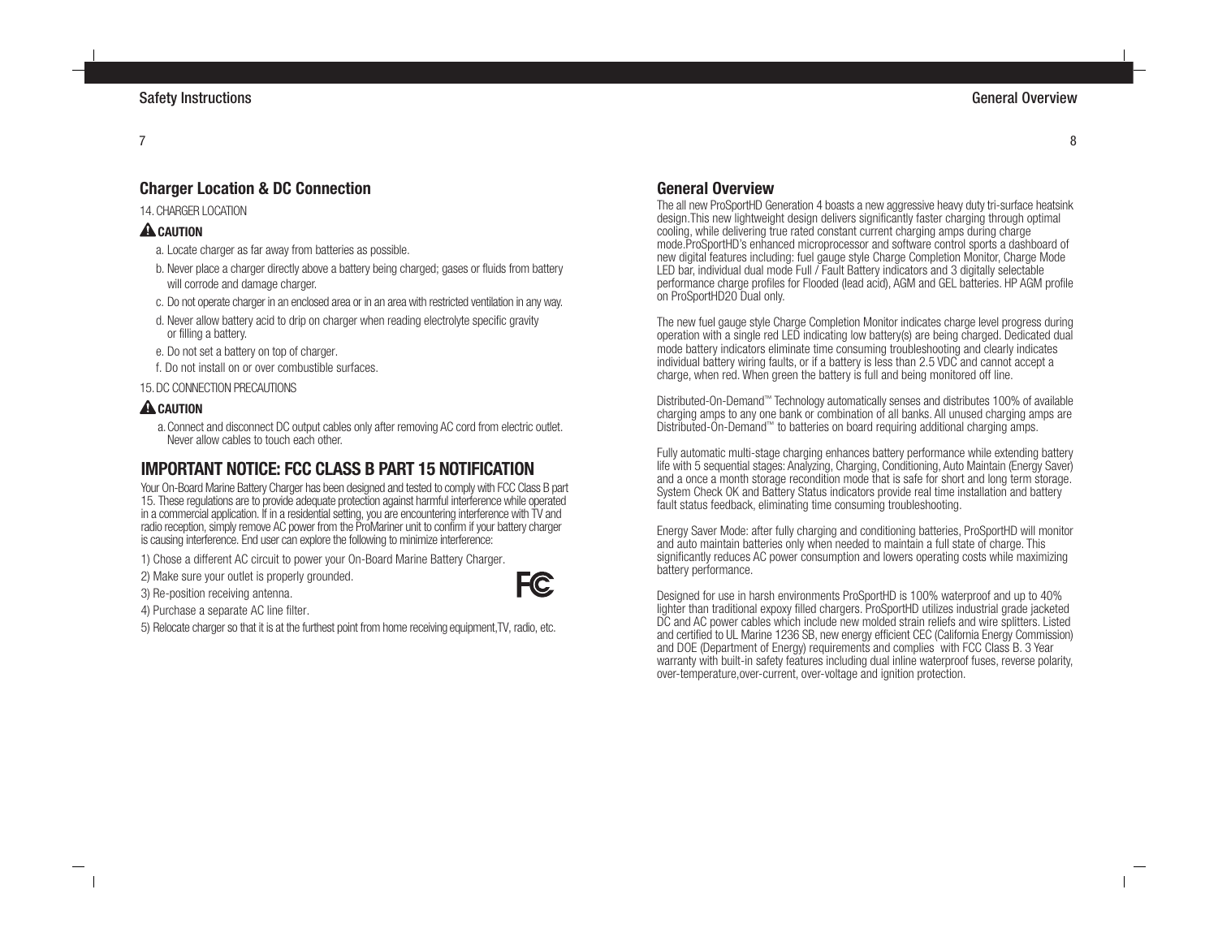## Charger Location & DC Connection

14. CHARGER LOCATION

**⚠ CAUTION**

a. Locate charger as far away from batteries as possible.

b. Never place a charger directly above a battery being charged; gases or fluids from battery will corrode and damage charger.

c. Do not operate charger in an enclosed area or in an area with restricted ventilation in any way.

d. Never allow battery acid to drip on charger when reading electrolyte specific gravity or filling a battery.

e. Do not set a battery on top of charger.

f. Do not install on or over combustible surfaces.

15. DC CONNECTION PRECAUTIONS

**⚠ CAUTION**

a. Connect and disconnect DC output cables only after removing AC cord from electric outlet. Never allow cables to touch each other.

## IMPORTANT NOTICE: FCC CLASS B PART 15 NOTIFICATION

Your On-Board Marine Battery Charger has been designed and tested to comply with FCC Class B part 15. These regulations are to provide adequate protection against harmful interference while operated in a commercial application. If in a residential setting, you are encountering interference with TV and radio reception, simply remove AC power from the ProMariner unit to confirm if your battery charger is causing interference. End user can explore the following to minimize interference:

1) Chose a different AC circuit to power your On-Board Marine Battery Charger.

2) Make sure your outlet is properly grounded.

3) Re-position receiving antenna.

4) Purchase a separate AC line filter.

5) Relocate charger so that it is at the furthest point from home receiving equipment,TV, radio, etc.

## General Overview

The all new ProSportHD Generation 4 boasts a new aggressive heavy duty tri-surface heatsink design.This new lightweight design delivers significantly faster charging through optimal cooling, while delivering true rated constant current charging amps during charge mode.ProSportHD's enhanced microprocessor and software control sports a dashboard of new digital features including: fuel gauge style Charge Completion Monitor, Charge Mode LED bar, individual dual mode Full / Fault Battery indicators and 3 digitally selectable performance charge profiles for Flooded (lead acid), AGM and GEL batteries. HP AGM profile on ProSportHD20 Dual only.

The new fuel gauge style Charge Completion Monitor indicates charge level progress during operation with a single red LED indicating low battery(s) are being charged. Dedicated dual mode battery indicators eliminate time consuming troubleshooting and clearly indicates individual battery wiring faults, or if a battery is less than 2.5 VDC and cannot accept a charge, when red. When green the battery is full and being monitored off line.

Distributed-On-Demand™ Technology automatically senses and distributes 100% of available charging amps to any one bank or combination of all banks. All unused charging amps are Distributed-On-Demand™ to batteries on board requiring additional charging amps.

Fully automatic multi-stage charging enhances battery performance while extending battery life with 5 sequential stages: Analyzing, Charging, Conditioning, Auto Maintain (Energy Saver) and a once a month storage recondition mode that is safe for short and long term storage. System Check OK and Battery Status indicators provide real time installation and battery fault status feedback, eliminating time consuming troubleshooting.

Energy Saver Mode: after fully charging and conditioning batteries, ProSportHD will monitor and auto maintain batteries only when needed to maintain a full state of charge. This significantly reduces AC power consumption and lowers operating costs while maximizing battery performance.

Designed for use in harsh environments ProSportHD is 100% waterproof and up to 40% lighter than traditional expoxy filled chargers. ProSportHD utilizes industrial grade jacketed DC and AC power cables which include new molded strain reliefs and wire splitters. Listed and certified to UL Marine 1236 SB, new energy efficient CEC (California Energy Commission) and DOE (Department of Energy) requirements and complies with FCC Class B. 3 Year warranty with built-in safety features including dual inline waterproof fuses, reverse polarity, over-temperature,over-current, over-voltage and ignition protection.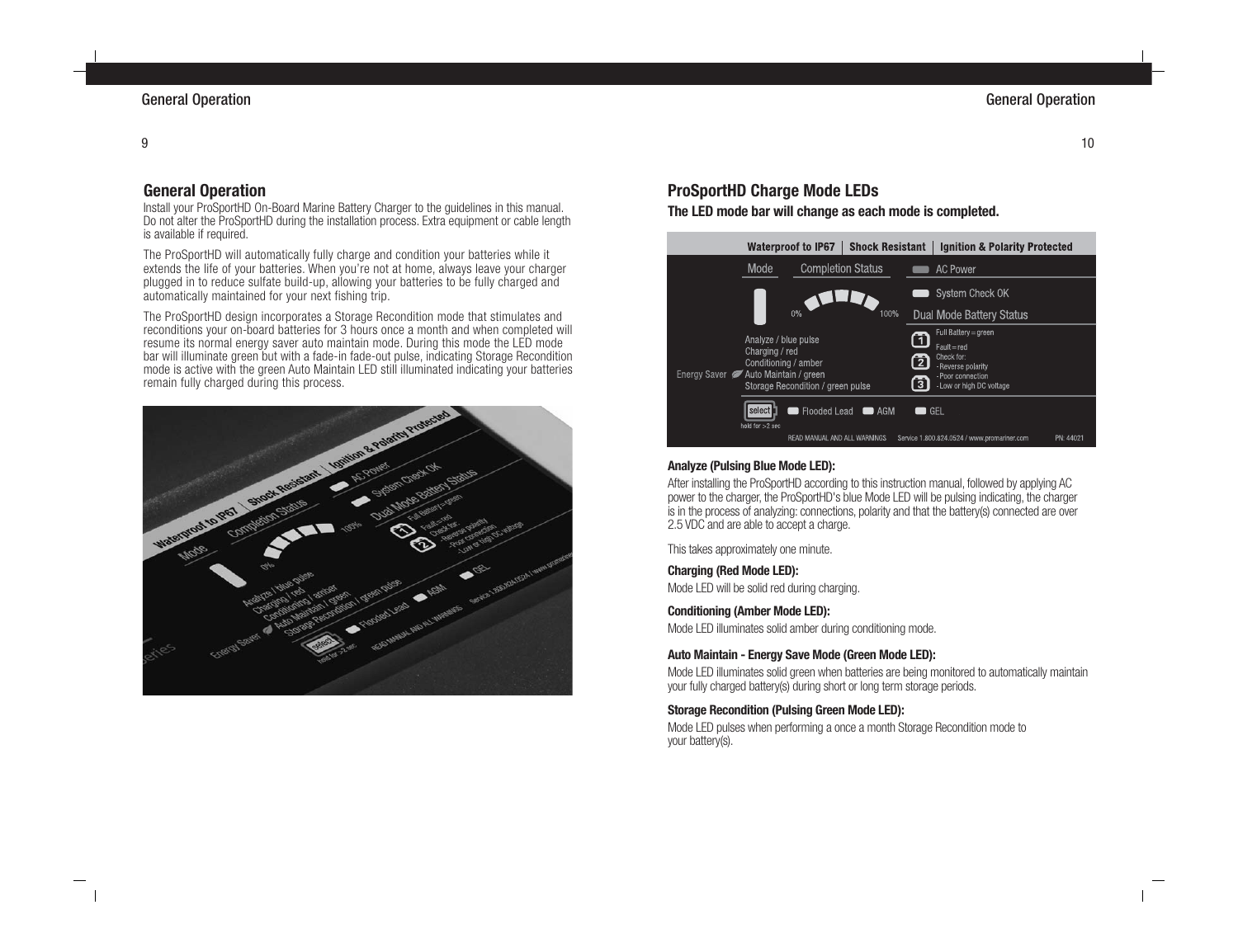## General Operation

Install your ProSportHD On-Board Marine Battery Charger to the guidelines in this manual. Do not alter the ProSportHD during the installation process. Extra equipment or cable length is available if required.

The ProSportHD will automatically fully charge and condition your batteries while it extends the life of your batteries. When you're not at home, always leave your charger plugged in to reduce sulfate build-up, allowing your batteries to be fully charged and automatically maintained for your next fishing trip.

The ProSportHD design incorporates a Storage Recondition mode that stimulates and reconditions your on-board batteries for 3 hours once a month and when completed will resume its normal energy saver auto maintain mode. During this mode the LED mode bar will illuminate green but with a fade-in fade-out pulse, indicating Storage Recondition mode is active with the green Auto Maintain LED still illuminated indicating your batteries remain fully charged during this process.

## ProSportHD Charge Mode LEDs

**The LED mode bar will change as each mode is completed.**

### Analyze (Pulsing Blue Mode LED):

After installing the ProSportHD according to this instruction manual, followed by applying AC power to the charger, the ProSportHD's blue Mode LED will be pulsing indicating, the charger is in the process of analyzing: connections, polarity and that the battery(s) connected are over 2.5 VDC and are able to accept a charge.

This takes approximately one minute.

### Charging (Red Mode LED):

Mode LED will be solid red during charging.

### Conditioning (Amber Mode LED):

Mode LED illuminates solid amber during conditioning mode.

### Auto Maintain - Energy Save Mode (Green Mode LED):

Mode LED illuminates solid green when batteries are being monitored to automatically maintain your fully charged battery(s) during short or long term storage periods.

### Storage Recondition (Pulsing Green Mode LED):

Mode LED pulses when performing a once a month Storage Recondition mode to your battery(s).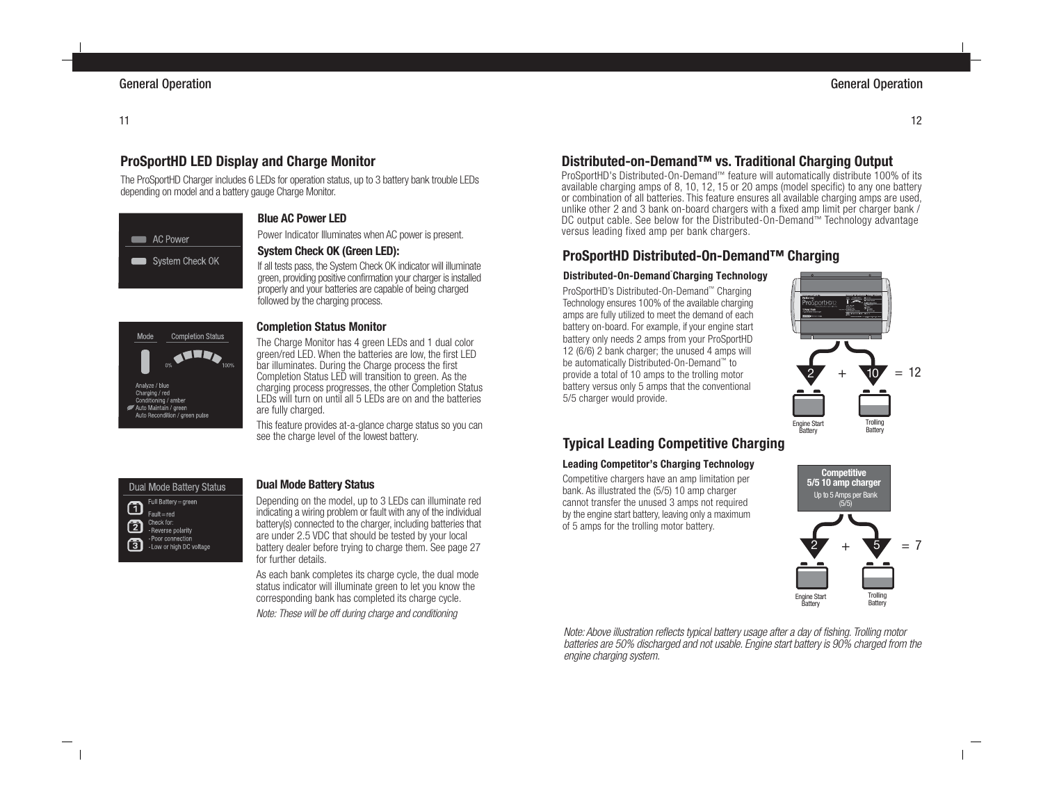## ProSportHD LED Display and Charge Monitor

The ProSportHD Charger includes 6 LEDs for operation status, up to 3 battery bank trouble LEDs depending on model and a battery gauge Charge Monitor.

AC Power

System Check OK

### Blue AC Power LED

Power Indicator Illuminates when AC power is present.

### System Check OK (Green LED):

If all tests pass, the System Check OK indicator will illuminate green, providing positive confirmation your charger is installed properly and your batteries are capable of being charged followed by the charging process.

Mode | Completion Status

0% 100%

Analyze / blue
Charging / red
Conditioning / amber
Auto Maintain / green
Auto Recondition / green pulse

### Completion Status Monitor

The Charge Monitor has 4 green LEDs and 1 dual color green/red LED. When the batteries are low, the first LED bar illuminates. During the Charge process the first Completion Status LED will transition to green. As the charging process progresses, the other Completion Status LEDs will turn on until all 5 LEDs are on and the batteries are fully charged.

This feature provides at-a-glance charge status so you can see the charge level of the lowest battery.

Dual Mode Battery Status

1 2 3

Full Battery = green
Fault = red
Check for:
- Reverse polarity
- Poor connection
- Low or high DC voltage

### Dual Mode Battery Status

Depending on the model, up to 3 LEDs can illuminate red indicating a wiring problem or fault with any of the individual battery(s) connected to the charger, including batteries that are under 2.5 VDC that should be tested by your local battery dealer before trying to charge them. See page 27 for further details.

As each bank completes its charge cycle, the dual mode status indicator will illuminate green to let you know the corresponding bank has completed its charge cycle.

*Note: These will be off during charge and conditioning*

## Distributed-on-Demand™ vs. Traditional Charging Output

ProSportHD's Distributed-On-Demand™ feature will automatically distribute 100% of its available charging amps of 8, 10, 12, 15 or 20 amps (model specific) to any one battery or combination of all batteries. This feature ensures all available charging amps are used, unlike other 2 and 3 bank on-board chargers with a fixed amp limit per charger bank / DC output cable. See below for the Distributed-On-Demand™ Technology advantage versus leading fixed amp per bank chargers.

## ProSportHD Distributed-On-Demand™ Charging

### Distributed-On-Demand™ Charging Technology

ProSportHD's Distributed-On-Demand™ Charging Technology ensures 100% of the available charging amps are fully utilized to meet the demand of each battery on-board. For example, if your engine start battery only needs 2 amps from your ProSportHD 12 (6/6) 2 bank charger; the unused 4 amps will be automatically Distributed-On-Demand™ to provide a total of 10 amps to the trolling motor battery versus only 5 amps that the conventional 5/5 charger would provide.

2 + 10 = 12

Engine Start Battery | Trolling Battery

## Typical Leading Competitive Charging

### Leading Competitor's Charging Technology

Competitive chargers have an amp limitation per bank. As illustrated the (5/5) 10 amp charger cannot transfer the unused 3 amps not required by the engine start battery, leaving only a maximum of 5 amps for the trolling motor battery.

**Competitive 5/5 10 amp charger**
Up to 5 Amps per Bank (5/5)

2 + 5 = 7

Engine Start Battery | Trolling Battery

*Note: Above illustration reflects typical battery usage after a day of fishing. Trolling motor batteries are 50% discharged and not usable. Engine start battery is 90% charged from the engine charging system.*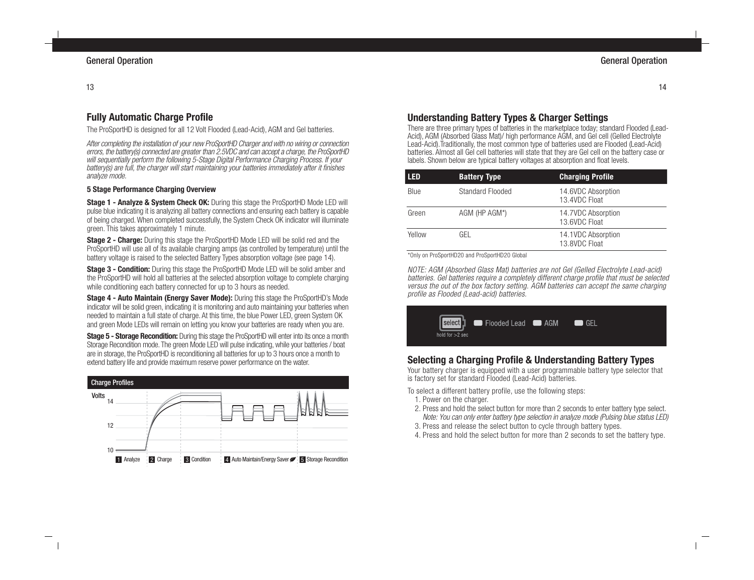## Fully Automatic Charge Profile

The ProSportHD is designed for all 12 Volt Flooded (Lead-Acid), AGM and Gel batteries.

*After completing the installation of your new ProSportHD Charger and with no wiring or connection errors, the battery(s) connected are greater than 2.5VDC and can accept a charge, the ProSportHD will sequentially perform the following 5-Stage Digital Performance Charging Process. If your battery(s) are full, the charger will start maintaining your batteries immediately after it finishes analyze mode.*

### 5 Stage Performance Charging Overview

**Stage 1 - Analyze & System Check OK:** During this stage the ProSportHD Mode LED will pulse blue indicating it is analyzing all battery connections and ensuring each battery is capable of being charged. When completed successfully, the System Check OK indicator will illuminate green. This takes approximately 1 minute.

**Stage 2 - Charge:** During this stage the ProSportHD Mode LED will be solid red and the ProSportHD will use all of its available charging amps (as controlled by temperature) until the battery voltage is raised to the selected Battery Types absorption voltage (see page 14).

**Stage 3 - Condition:** During this stage the ProSportHD Mode LED will be solid amber and the ProSportHD will hold all batteries at the selected absorption voltage to complete charging while conditioning each battery connected for up to 3 hours as needed.

**Stage 4 - Auto Maintain (Energy Saver Mode):** During this stage the ProSportHD's Mode indicator will be solid green, indicating it is monitoring and auto maintaining your batteries when needed to maintain a full state of charge. At this time, the blue Power LED, green System OK and green Mode LEDs will remain on letting you know your batteries are ready when you are.

**Stage 5 - Storage Recondition:** During this stage the ProSportHD will enter into its once a month Storage Recondition mode. The green Mode LED will pulse indicating, while your batteries / boat are in storage, the ProSportHD is reconditioning all batteries for up to 3 hours once a month to extend battery life and provide maximum reserve power performance on the water.

**Charge Profiles**

Volts: 14, 12, 10

1 Analyze | 2 Charge | 3 Condition | 4 Auto Maintain/Energy Saver | 5 Storage Recondition

## Understanding Battery Types & Charger Settings

There are three primary types of batteries in the marketplace today; standard Flooded (Lead-Acid), AGM (Absorbed Glass Mat)/ high performance AGM, and Gel cell (Gelled Electrolyte Lead-Acid). Traditionally, the most common type of batteries used are Flooded (Lead-Acid) batteries. Almost all Gel cell batteries will state that they are Gel cell on the battery case or labels. Shown below are typical battery voltages at absorption and float levels.

| LED | Battery Type | Charging Profile |
|---|---|---|
| Blue | Standard Flooded | 14.6VDC Absorption<br>13.4VDC Float |
| Green | AGM (HP AGM*) | 14.7VDC Absorption<br>13.6VDC Float |
| Yellow | GEL | 14.1VDC Absorption<br>13.8VDC Float |

*Only on ProSportHD20 and ProSportHD20 Global

*NOTE: AGM (Absorbed Glass Mat) batteries are not Gel (Gelled Electrolyte Lead-acid) batteries. Gel batteries require a completely different charge profile that must be selected versus the out of the box factory setting. AGM batteries can accept the same charging profile as Flooded (Lead-acid) batteries.*

select — hold for >2 sec | Flooded Lead | AGM | GEL

## Selecting a Charging Profile & Understanding Battery Types

Your battery charger is equipped with a user programmable battery type selector that is factory set for standard Flooded (Lead-Acid) batteries.

To select a different battery profile, use the following steps:

1. Power on the charger.
2. Press and hold the select button for more than 2 seconds to enter battery type select.
   *Note: You can only enter battery type selection in analyze mode (Pulsing blue status LED)*
3. Press and release the select button to cycle through battery types.
4. Press and hold the select button for more than 2 seconds to set the battery type.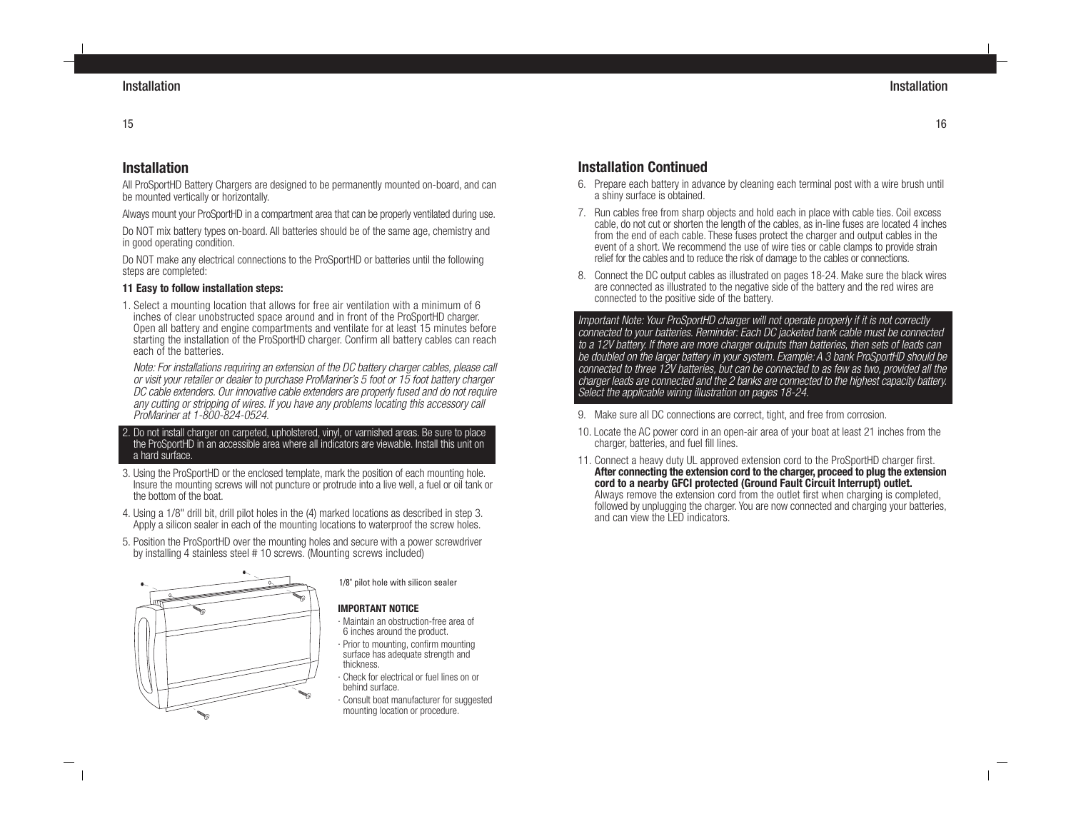## Installation

All ProSportHD Battery Chargers are designed to be permanently mounted on-board, and can be mounted vertically or horizontally.

Always mount your ProSportHD in a compartment area that can be properly ventilated during use.

Do NOT mix battery types on-board. All batteries should be of the same age, chemistry and in good operating condition.

Do NOT make any electrical connections to the ProSportHD or batteries until the following steps are completed:

**11 Easy to follow installation steps:**

1. Select a mounting location that allows for free air ventilation with a minimum of 6 inches of clear unobstructed space around and in front of the ProSportHD charger. Open all battery and engine compartments and ventilate for at least 15 minutes before starting the installation of the ProSportHD charger. Confirm all battery cables can reach each of the batteries.

   *Note: For installations requiring an extension of the DC battery charger cables, please call or visit your retailer or dealer to purchase ProMariner's 5 foot or 15 foot battery charger DC cable extenders. Our innovative cable extenders are properly fused and do not require any cutting or stripping of wires. If you have any problems locating this accessory call ProMariner at 1-800-824-0524.*

2. Do not install charger on carpeted, upholstered, vinyl, or varnished areas. Be sure to place the ProSportHD in an accessible area where all indicators are viewable. Install this unit on a hard surface.
3. Using the ProSportHD or the enclosed template, mark the position of each mounting hole. Insure the mounting screws will not puncture or protrude into a live well, a fuel or oil tank or the bottom of the boat.
4. Using a 1/8" drill bit, drill pilot holes in the (4) marked locations as described in step 3. Apply a silicon sealer in each of the mounting locations to waterproof the screw holes.
5. Position the ProSportHD over the mounting holes and secure with a power screwdriver by installing 4 stainless steel # 10 screws. (Mounting screws included)

1/8" pilot hole with silicon sealer

**IMPORTANT NOTICE**

- Maintain an obstruction-free area of 6 inches around the product.
- Prior to mounting, confirm mounting surface has adequate strength and thickness.
- Check for electrical or fuel lines on or behind surface.
- Consult boat manufacturer for suggested mounting location or procedure.

## Installation Continued

6. Prepare each battery in advance by cleaning each terminal post with a wire brush until a shiny surface is obtained.
7. Run cables free from sharp objects and hold each in place with cable ties. Coil excess cable, do not cut or shorten the length of the cables, as in-line fuses are located 4 inches from the end of each cable. These fuses protect the charger and output cables in the event of a short. We recommend the use of wire ties or cable clamps to provide strain relief for the cables and to reduce the risk of damage to the cables or connections.
8. Connect the DC output cables as illustrated on pages 18-24. Make sure the black wires are connected as illustrated to the negative side of the battery and the red wires are connected to the positive side of the battery.

*Important Note: Your ProSportHD charger will not operate properly if it is not correctly connected to your batteries. Reminder: Each DC jacketed bank cable must be connected to a 12V battery. If there are more charger outputs than batteries, then sets of leads can be doubled on the larger battery in your system. Example: A 3 bank ProSportHD should be connected to three 12V batteries, but can be connected to as few as two, provided all the charger leads are connected and the 2 banks are connected to the highest capacity battery. Select the applicable wiring illustration on pages 18-24.*

9. Make sure all DC connections are correct, tight, and free from corrosion.
10. Locate the AC power cord in an open-air area of your boat at least 21 inches from the charger, batteries, and fuel fill lines.
11. Connect a heavy duty UL approved extension cord to the ProSportHD charger first. **After connecting the extension cord to the charger, proceed to plug the extension cord to a nearby GFCI protected (Ground Fault Circuit Interrupt) outlet.** Always remove the extension cord from the outlet first when charging is completed, followed by unplugging the charger. You are now connected and charging your batteries, and can view the LED indicators.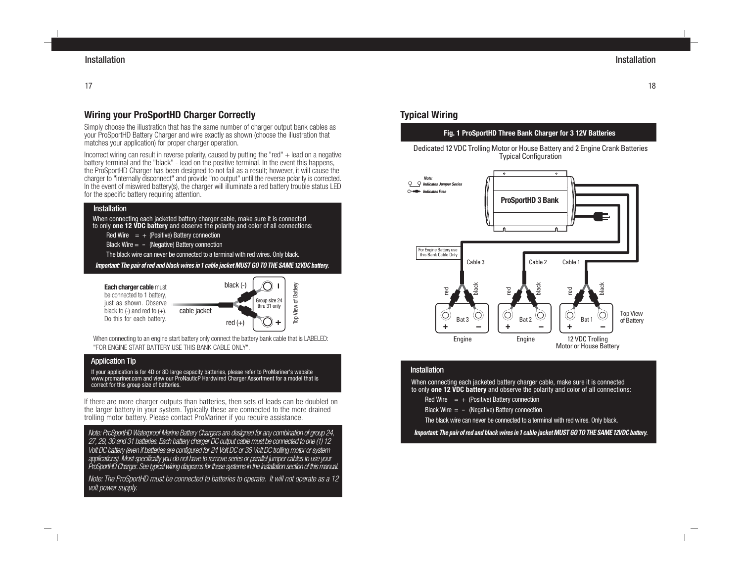## Wiring your ProSportHD Charger Correctly

Simply choose the illustration that has the same number of charger output bank cables as your ProSportHD Battery Charger and wire exactly as shown (choose the illustration that matches your application) for proper charger operation.

Incorrect wiring can result in reverse polarity, caused by putting the "red" + lead on a negative battery terminal and the "black" - lead on the positive terminal. In the event this happens, the ProSportHD Charger has been designed to not fail as a result; however, it will cause the charger to "internally disconnect" and provide "no output" until the reverse polarity is corrected. In the event of miswired battery(s), the charger will illuminate a red battery trouble status LED for the specific battery requiring attention.

### Installation

When connecting each jacketed battery charger cable, make sure it is connected to only **one 12 VDC battery** and observe the polarity and color of all connections:

Red Wire = + (Positive) Battery connection

Black Wire = – (Negative) Battery connection

The black wire can never be connected to a terminal with red wires. Only black.

***Important: The pair of red and black wires in 1 cable jacket MUST GO TO THE SAME 12VDC battery.***

**Each charger cable** must be connected to 1 battery, just as shown. Observe black to (-) and red to (+). Do this for each battery.

cable jacket

black (-)

red (+)

Group size 24 thru 31 only

Top View of Battery

When connecting to an engine start battery only connect the battery bank cable that is LABELED: "FOR ENGINE START BATTERY USE THIS BANK CABLE ONLY".

### Application Tip

If your application is for 4D or 8D large capacity batteries, please refer to ProMariner's website www.promariner.com and view our ProNauticP Hardwired Charger Assortment for a model that is correct for this group size of batteries.

If there are more charger outputs than batteries, then sets of leads can be doubled on the larger battery in your system. Typically these are connected to the more drained trolling motor battery. Please contact ProMariner if you require assistance.

*Note: ProSportHD Waterproof Marine Battery Chargers are designed for any combination of group 24, 27, 29, 30 and 31 batteries. Each battery charger DC output cable must be connected to one (1) 12 Volt DC battery (even if batteries are configured for 24 Volt DC or 36 Volt DC trolling motor or system applications). Most specifically you do not have to remove series or parallel jumper cables to use your ProSportHD Charger. See typical wiring diagrams for these systems in the installation section of this manual.*

*Note: The ProSportHD must be connected to batteries to operate. It will not operate as a 12 volt power supply.*

## Typical Wiring

**Fig. 1 ProSportHD Three Bank Charger for 3 12V Batteries**

Dedicated 12 VDC Trolling Motor or House Battery and 2 Engine Crank Batteries Typical Configuration

*Note:*
*Indicates Jumper Series*
*Indicates Fuse*

ProSportHD 3 Bank

For Engine Battery use this Bank Cable Only

Cable 3 | Cable 2 | Cable 1

red | black | red | black | red | black

Bat 3 | Bat 2 | Bat 1

Engine | Engine | 12 VDC Trolling Motor or House Battery

Top View of Battery

### Installation

When connecting each jacketed battery charger cable, make sure it is connected to only **one 12 VDC battery** and observe the polarity and color of all connections:

Red Wire = + (Positive) Battery connection

Black Wire = – (Negative) Battery connection

The black wire can never be connected to a terminal with red wires. Only black.

***Important: The pair of red and black wires in 1 cable jacket MUST GO TO THE SAME 12VDC battery.***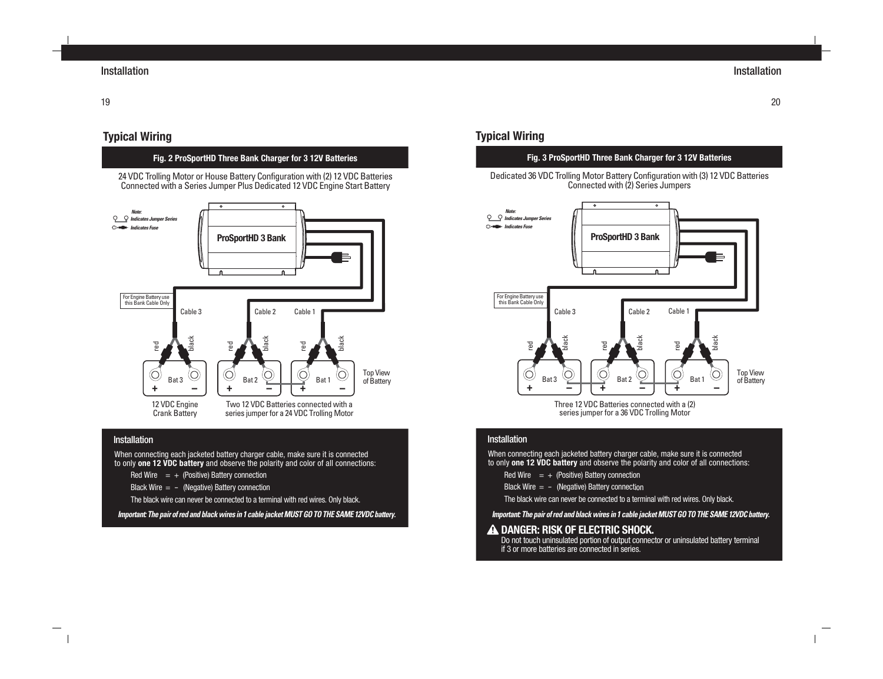## Typical Wiring

**Fig. 2 ProSportHD Three Bank Charger for 3 12V Batteries**

24 VDC Trolling Motor or House Battery Configuration with (2) 12 VDC Batteries Connected with a Series Jumper Plus Dedicated 12 VDC Engine Start Battery

*Note:*
*Indicates Jumper Series*
*Indicates Fuse*

ProSportHD 3 Bank

For Engine Battery use this Bank Cable Only

Cable 3 Cable 2 Cable 1

red black red black red black

Bat 3 Bat 2 Bat 1

Top View of Battery

12 VDC Engine Crank Battery

Two 12 VDC Batteries connected with a series jumper for a 24 VDC Trolling Motor

### Installation

When connecting each jacketed battery charger cable, make sure it is connected to only **one 12 VDC battery** and observe the polarity and color of all connections:

Red Wire = + (Positive) Battery connection

Black Wire = – (Negative) Battery connection

The black wire can never be connected to a terminal with red wires. Only black.

***Important: The pair of red and black wires in 1 cable jacket MUST GO TO THE SAME 12VDC battery.***

## Typical Wiring

**Fig. 3 ProSportHD Three Bank Charger for 3 12V Batteries**

Dedicated 36 VDC Trolling Motor Battery Configuration with (3) 12 VDC Batteries Connected with (2) Series Jumpers

*Note:*
*Indicates Jumper Series*
*Indicates Fuse*

ProSportHD 3 Bank

For Engine Battery use this Bank Cable Only

Cable 3 Cable 2 Cable 1

red black red black red black

Bat 3 Bat 2 Bat 1

Top View of Battery

Three 12 VDC Batteries connected with a (2) series jumper for a 36 VDC Trolling Motor

### Installation

When connecting each jacketed battery charger cable, make sure it is connected to only **one 12 VDC battery** and observe the polarity and color of all connections:

Red Wire = + (Positive) Battery connection

Black Wire = – (Negative) Battery connection

The black wire can never be connected to a terminal with red wires. Only black.

***Important: The pair of red and black wires in 1 cable jacket MUST GO TO THE SAME 12VDC battery.***

**⚠ DANGER: RISK OF ELECTRIC SHOCK.**

Do not touch uninsulated portion of output connector or uninsulated battery terminal if 3 or more batteries are connected in series.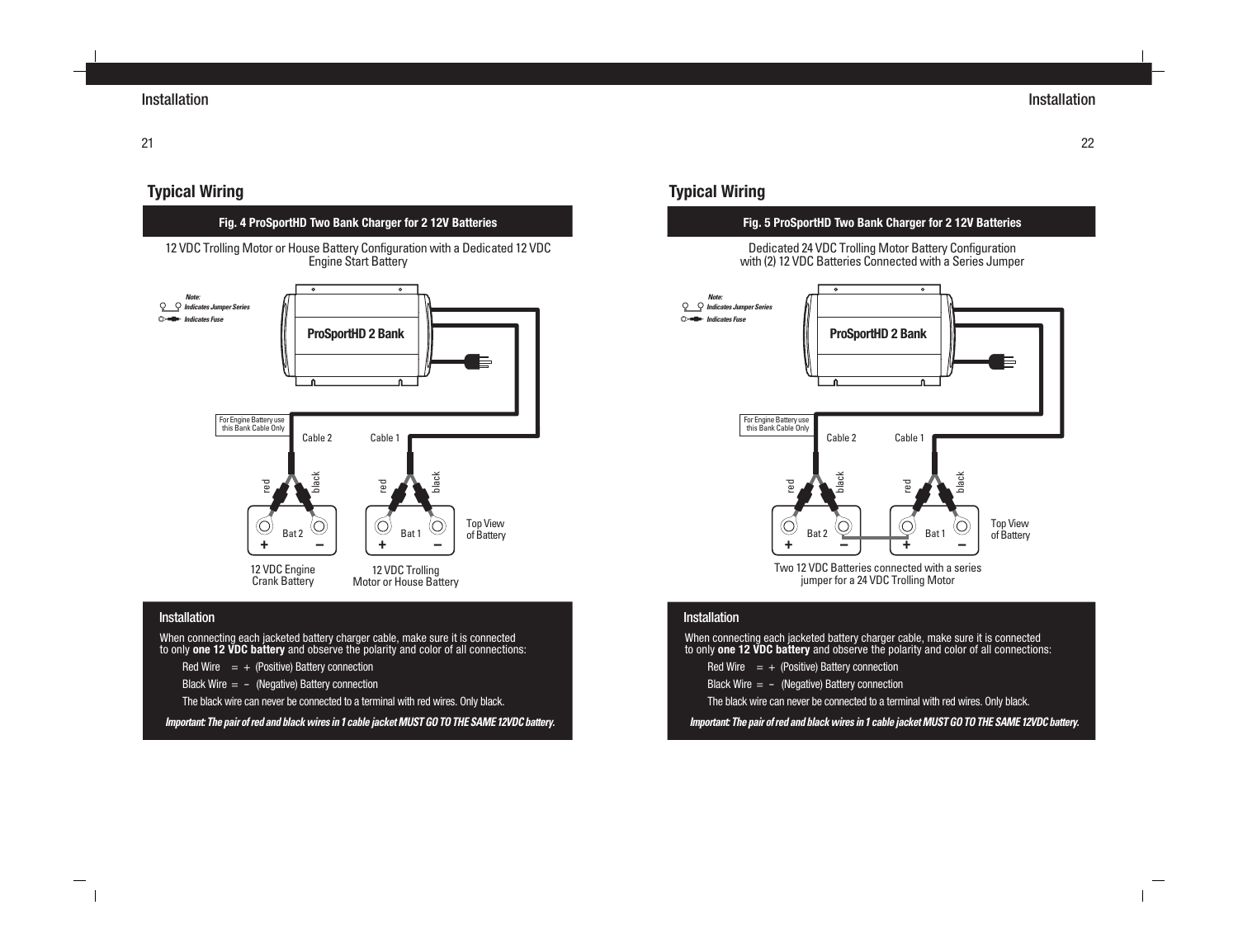## Typical Wiring

**Fig. 4 ProSportHD Two Bank Charger for 2 12V Batteries**

12 VDC Trolling Motor or House Battery Configuration with a Dedicated 12 VDC Engine Start Battery

*Note:*
*Indicates Jumper Series*
*Indicates Fuse*

ProSportHD 2 Bank

For Engine Battery use this Bank Cable Only

Cable 2 Cable 1

red black red black

Bat 2 Bat 1

Top View of Battery

12 VDC Engine Crank Battery

12 VDC Trolling Motor or House Battery

### Installation

When connecting each jacketed battery charger cable, make sure it is connected to only **one 12 VDC battery** and observe the polarity and color of all connections:

Red Wire = + (Positive) Battery connection

Black Wire = – (Negative) Battery connection

The black wire can never be connected to a terminal with red wires. Only black.

***Important: The pair of red and black wires in 1 cable jacket MUST GO TO THE SAME 12VDC battery.***

## Typical Wiring

**Fig. 5 ProSportHD Two Bank Charger for 2 12V Batteries**

Dedicated 24 VDC Trolling Motor Battery Configuration with (2) 12 VDC Batteries Connected with a Series Jumper

*Note:*
*Indicates Jumper Series*
*Indicates Fuse*

ProSportHD 2 Bank

For Engine Battery use this Bank Cable Only

Cable 2 Cable 1

red black red black

Bat 2 Bat 1

Top View of Battery

Two 12 VDC Batteries connected with a series jumper for a 24 VDC Trolling Motor

### Installation

When connecting each jacketed battery charger cable, make sure it is connected to only **one 12 VDC battery** and observe the polarity and color of all connections:

Red Wire = + (Positive) Battery connection

Black Wire = – (Negative) Battery connection

The black wire can never be connected to a terminal with red wires. Only black.

***Important: The pair of red and black wires in 1 cable jacket MUST GO TO THE SAME 12VDC battery.***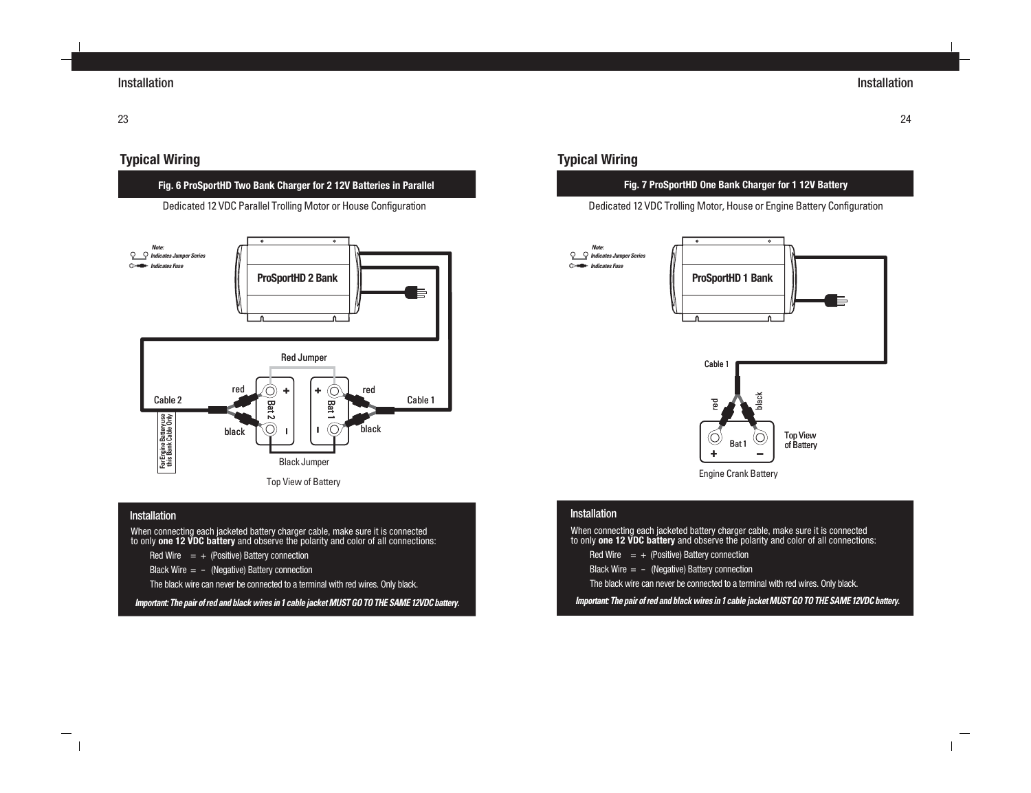## Typical Wiring

### Fig. 6 ProSportHD Two Bank Charger for 2 12V Batteries in Parallel

Dedicated 12 VDC Parallel Trolling Motor or House Configuration

*Note:*
*Indicates Jumper Series*
*Indicates Fuse*

ProSportHD 2 Bank

Red Jumper

Cable 2 | red | black | Bat 2 | Bat 1 | red | black | Cable 1

For Engine Battery use this Bank Cable Only

Black Jumper

Top View of Battery

### Installation

When connecting each jacketed battery charger cable, make sure it is connected to only **one 12 VDC battery** and observe the polarity and color of all connections:

Red Wire = + (Positive) Battery connection

Black Wire = – (Negative) Battery connection

The black wire can never be connected to a terminal with red wires. Only black.

***Important: The pair of red and black wires in 1 cable jacket MUST GO TO THE SAME 12VDC battery.***

## Typical Wiring

### Fig. 7 ProSportHD One Bank Charger for 1 12V Battery

Dedicated 12 VDC Trolling Motor, House or Engine Battery Configuration

*Note:*
*Indicates Jumper Series*
*Indicates Fuse*

ProSportHD 1 Bank

Cable 1

red | black

Bat 1

Top View of Battery

Engine Crank Battery

### Installation

When connecting each jacketed battery charger cable, make sure it is connected to only **one 12 VDC battery** and observe the polarity and color of all connections:

Red Wire = + (Positive) Battery connection

Black Wire = – (Negative) Battery connection

The black wire can never be connected to a terminal with red wires. Only black.

***Important: The pair of red and black wires in 1 cable jacket MUST GO TO THE SAME 12VDC battery.***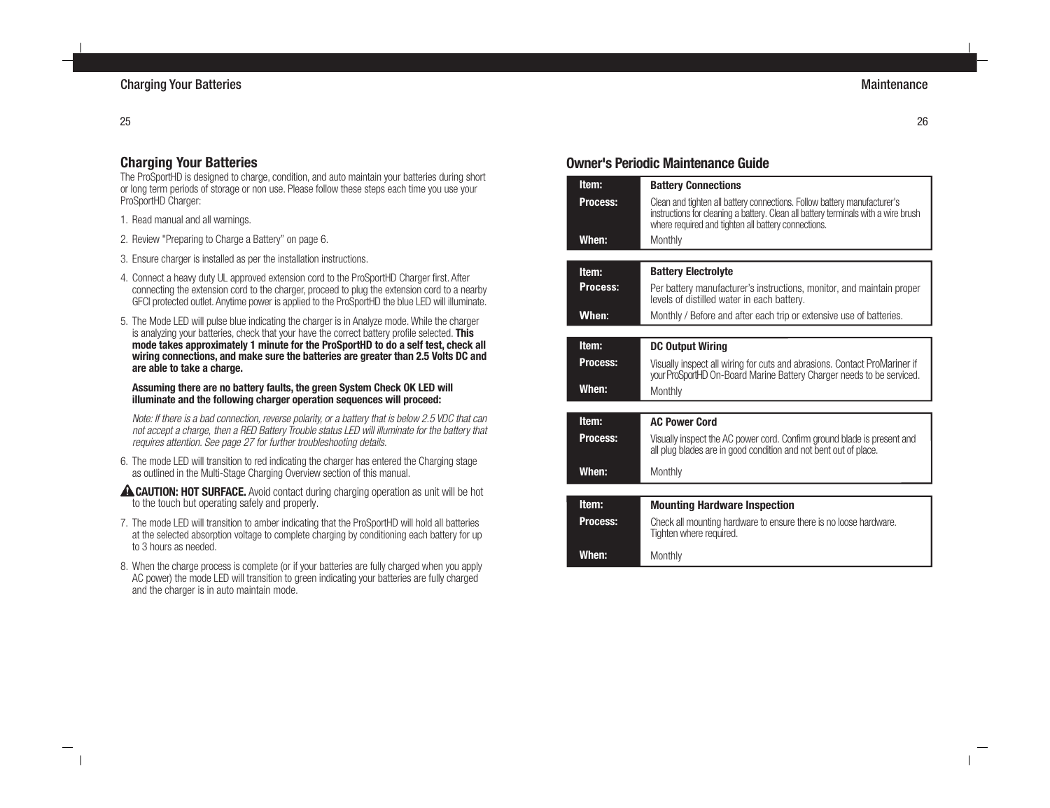## Charging Your Batteries

The ProSportHD is designed to charge, condition, and auto maintain your batteries during short or long term periods of storage or non use. Please follow these steps each time you use your ProSportHD Charger:

1. Read manual and all warnings.

2. Review "Preparing to Charge a Battery" on page 6.

3. Ensure charger is installed as per the installation instructions.

4. Connect a heavy duty UL approved extension cord to the ProSportHD Charger first. After connecting the extension cord to the charger, proceed to plug the extension cord to a nearby GFCI protected outlet. Anytime power is applied to the ProSportHD the blue LED will illuminate.

5. The Mode LED will pulse blue indicating the charger is in Analyze mode. While the charger is analyzing your batteries, check that your have the correct battery profile selected. **This mode takes approximately 1 minute for the ProSportHD to do a self test, check all wiring connections, and make sure the batteries are greater than 2.5 Volts DC and are able to take a charge.**

   **Assuming there are no battery faults, the green System Check OK LED will illuminate and the following charger operation sequences will proceed:**

   *Note: If there is a bad connection, reverse polarity, or a battery that is below 2.5 VDC that can not accept a charge, then a RED Battery Trouble status LED will illuminate for the battery that requires attention. See page 27 for further troubleshooting details.*

6. The mode LED will transition to red indicating the charger has entered the Charging stage as outlined in the Multi-Stage Charging Overview section of this manual.

⚠ **CAUTION: HOT SURFACE.** Avoid contact during charging operation as unit will be hot to the touch but operating safely and properly.

7. The mode LED will transition to amber indicating that the ProSportHD will hold all batteries at the selected absorption voltage to complete charging by conditioning each battery for up to 3 hours as needed.

8. When the charge process is complete (or if your batteries are fully charged when you apply AC power) the mode LED will transition to green indicating your batteries are fully charged and the charger is in auto maintain mode.

## Owner's Periodic Maintenance Guide

| | |
|---|---|
| **Item:** | **Battery Connections** |
| **Process:** | Clean and tighten all battery connections. Follow battery manufacturer's instructions for cleaning a battery. Clean all battery terminals with a wire brush where required and tighten all battery connections. |
| **When:** | Monthly |

| | |
|---|---|
| **Item:** | **Battery Electrolyte** |
| **Process:** | Per battery manufacturer's instructions, monitor, and maintain proper levels of distilled water in each battery. |
| **When:** | Monthly / Before and after each trip or extensive use of batteries. |

| | |
|---|---|
| **Item:** | **DC Output Wiring** |
| **Process:** | Visually inspect all wiring for cuts and abrasions. Contact ProMariner if your ProSportHD On-Board Marine Battery Charger needs to be serviced. |
| **When:** | Monthly |

| | |
|---|---|
| **Item:** | **AC Power Cord** |
| **Process:** | Visually inspect the AC power cord. Confirm ground blade is present and all plug blades are in good condition and not bent out of place. |
| **When:** | Monthly |

| | |
|---|---|
| **Item:** | **Mounting Hardware Inspection** |
| **Process:** | Check all mounting hardware to ensure there is no loose hardware. Tighten where required. |
| **When:** | Monthly |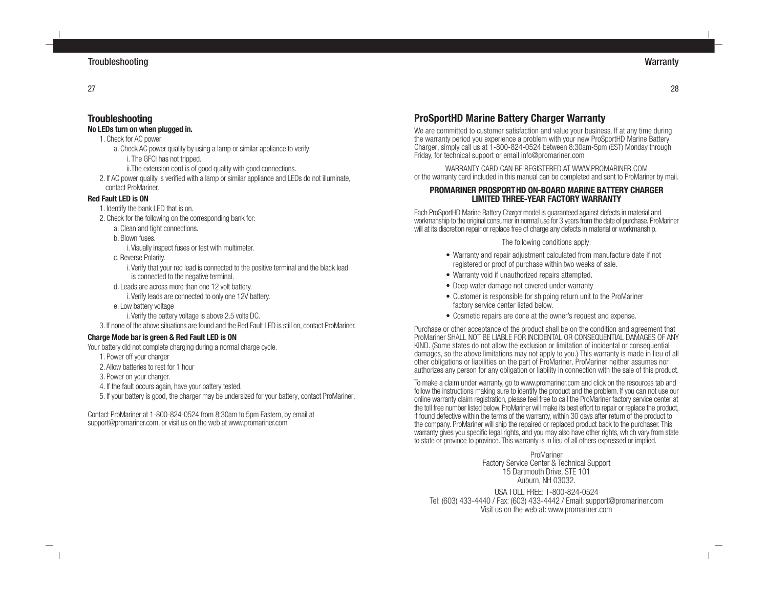## Troubleshooting

**No LEDs turn on when plugged in.**

1. Check for AC power
   a. Check AC power quality by using a lamp or similar appliance to verify:
      i. The GFCI has not tripped.
      ii.The extension cord is of good quality with good connections.
2. If AC power quality is verified with a lamp or similar appliance and LEDs do not illuminate, contact ProMariner.

**Red Fault LED is ON**

1. Identify the bank LED that is on.
2. Check for the following on the corresponding bank for:
   a. Clean and tight connections.
   b. Blown fuses.
      i. Visually inspect fuses or test with multimeter.
   c. Reverse Polarity.
      i. Verify that your red lead is connected to the positive terminal and the black lead is connected to the negative terminal.
   d. Leads are across more than one 12 volt battery.
      i. Verify leads are connected to only one 12V battery.
   e. Low battery voltage
      i. Verify the battery voltage is above 2.5 volts DC.
3. If none of the above situations are found and the Red Fault LED is still on, contact ProMariner.

**Charge Mode bar is green & Red Fault LED is ON**

Your battery did not complete charging during a normal charge cycle.

1. Power off your charger
2. Allow batteries to rest for 1 hour
3. Power on your charger.
4. If the fault occurs again, have your battery tested.
5. If your battery is good, the charger may be undersized for your battery, contact ProMariner.

Contact ProMariner at 1-800-824-0524 from 8:30am to 5pm Eastern, by email at support@promariner.com, or visit us on the web at www.promariner.com

## ProSportHD Marine Battery Charger Warranty

We are committed to customer satisfaction and value your business. If at any time during the warranty period you experience a problem with your new ProSportHD Marine Battery Charger, simply call us at 1-800-824-0524 between 8:30am-5pm (EST) Monday through Friday, for technical support or email info@promariner.com

WARRANTY CARD CAN BE REGISTERED AT WWW.PROMARINER.COM
or the warranty card included in this manual can be completed and sent to ProMariner by mail.

**PROMARINER PROSPORT HD ON-BOARD MARINE BATTERY CHARGER LIMITED THREE-YEAR FACTORY WARRANTY**

Each ProSportHD Marine Battery Charger model is guaranteed against defects in material and workmanship to the original consumer in normal use for 3 years from the date of purchase. ProMariner will at its discretion repair or replace free of charge any defects in material or workmanship.

The following conditions apply:

- Warranty and repair adjustment calculated from manufacture date if not registered or proof of purchase within two weeks of sale.
- Warranty void if unauthorized repairs attempted.
- Deep water damage not covered under warranty
- Customer is responsible for shipping return unit to the ProMariner factory service center listed below.
- Cosmetic repairs are done at the owner's request and expense.

Purchase or other acceptance of the product shall be on the condition and agreement that ProMariner SHALL NOT BE LIABLE FOR INCIDENTAL OR CONSEQUENTIAL DAMAGES OF ANY KIND. (Some states do not allow the exclusion or limitation of incidental or consequential damages, so the above limitations may not apply to you.) This warranty is made in lieu of all other obligations or liabilities on the part of ProMariner. ProMariner neither assumes nor authorizes any person for any obligation or liability in connection with the sale of this product.

To make a claim under warranty, go to www.promariner.com and click on the resources tab and follow the instructions making sure to identify the product and the problem. If you can not use our online warranty claim registration, please feel free to call the ProMariner factory service center at the toll free number listed below. ProMariner will make its best effort to repair or replace the product, if found defective within the terms of the warranty, within 30 days after return of the product to the company. ProMariner will ship the repaired or replaced product back to the purchaser. This warranty gives you specific legal rights, and you may also have other rights, which vary from state to state or province to province. This warranty is in lieu of all others expressed or implied.

ProMariner
Factory Service Center & Technical Support
15 Dartmouth Drive, STE 101
Auburn, NH 03032.

USA TOLL FREE: 1-800-824-0524
Tel: (603) 433-4440 / Fax: (603) 433-4442 / Email: support@promariner.com
Visit us on the web at: www.promariner.com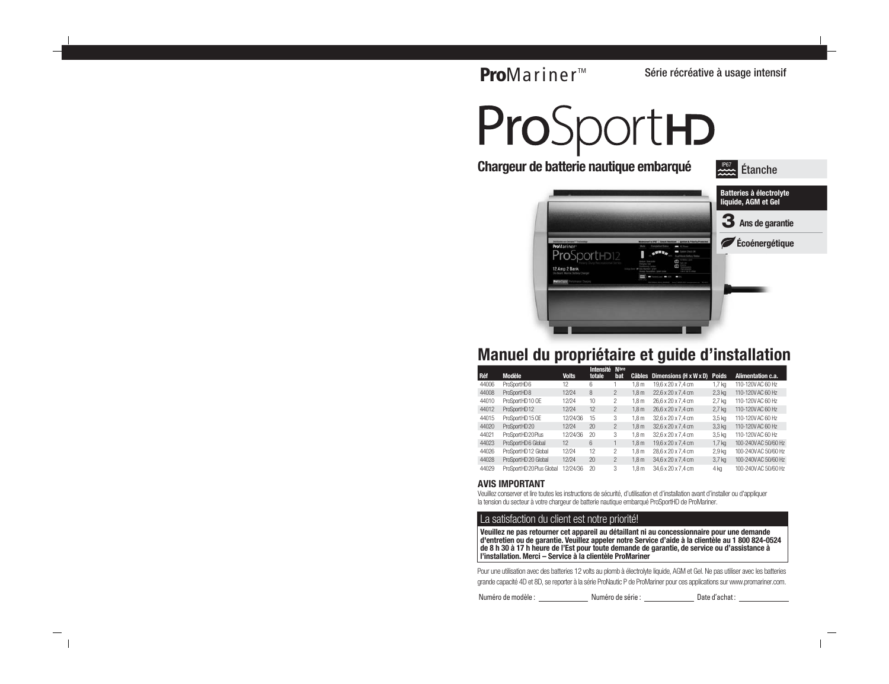**ProMariner™**

Série récréative à usage intensif

# ProSportHD

## Chargeur de batterie nautique embarqué

IP67 Étanche

**Batteries à électrolyte liquide, AGM et Gel**

**3 Ans de garantie**

**Écoénergétique**

# Manuel du propriétaire et guide d'installation

| Réf | Modèle | Volts | Intensité totale | N^bre bat | Câbles | Dimensions (H x W x D) | Poids | Alimentation c.a. |
|---|---|---|---|---|---|---|---|---|
| 44006 | ProSportHD 6 | 12 | 6 | 1 | 1,8 m | 19,6 x 20 x 7,4 cm | 1,7 kg | 110-120V AC 60 Hz |
| 44008 | ProSportHD 8 | 12/24 | 8 | 2 | 1,8 m | 22,6 x 20 x 7,4 cm | 2,3 kg | 110-120V AC 60 Hz |
| 44010 | ProSportHD 10 OE | 12/24 | 10 | 2 | 1,8 m | 26,6 x 20 x 7,4 cm | 2,7 kg | 110-120V AC 60 Hz |
| 44012 | ProSportHD 12 | 12/24 | 12 | 2 | 1,8 m | 26,6 x 20 x 7,4 cm | 2,7 kg | 110-120V AC 60 Hz |
| 44015 | ProSportHD 15 OE | 12/24/36 | 15 | 3 | 1,8 m | 32,6 x 20 x 7,4 cm | 3,5 kg | 110-120V AC 60 Hz |
| 44020 | ProSportHD 20 | 12/24 | 20 | 2 | 1,8 m | 32,6 x 20 x 7,4 cm | 3,3 kg | 110-120V AC 60 Hz |
| 44021 | ProSportHD 20 Plus | 12/24/36 | 20 | 3 | 1,8 m | 32,6 x 20 x 7,4 cm | 3,5 kg | 110-120V AC 60 Hz |
| 44023 | ProSportHD 6 Global | 12 | 6 | 1 | 1,8 m | 19,6 x 20 x 7,4 cm | 1,7 kg | 100-240V AC 50/60 Hz |
| 44026 | ProSportHD 12 Global | 12/24 | 12 | 2 | 1,8 m | 28,6 x 20 x 7,4 cm | 2,9 kg | 100-240V AC 50/60 Hz |
| 44028 | ProSportHD 20 Global | 12/24 | 20 | 2 | 1,8 m | 34,6 x 20 x 7,4 cm | 3,7 kg | 100-240V AC 50/60 Hz |
| 44029 | ProSportHD 20 Plus Global | 12/24/36 | 20 | 3 | 1,8 m | 34,6 x 20 x 7,4 cm | 4 kg | 100-240V AC 50/60 Hz |

### AVIS IMPORTANT

Veuillez conserver et lire toutes les instructions de sécurité, d'utilisation et d'installation avant d'installer ou d'appliquer la tension du secteur à votre chargeur de batterie nautique embarqué ProSportHD de ProMariner.

### La satisfaction du client est notre priorité!

**Veuillez ne pas retourner cet appareil au détaillant ni au concessionnaire pour une demande d'entretien ou de garantie. Veuillez appeler notre Service d'aide à la clientèle au 1 800 824-0524 de 8 h 30 à 17 h heure de l'Est pour toute demande de garantie, de service ou d'assistance à l'installation. Merci – Service à la clientèle ProMariner**

Pour une utilisation avec des batteries 12 volts au plomb à électrolyte liquide, AGM et Gel. Ne pas utiliser avec les batteries grande capacité 4D et 8D, se reporter à la série ProNautic P de ProMariner pour ces applications sur www.promariner.com.

Numéro de modèle : ____________ Numéro de série : ____________ Date d'achat : ____________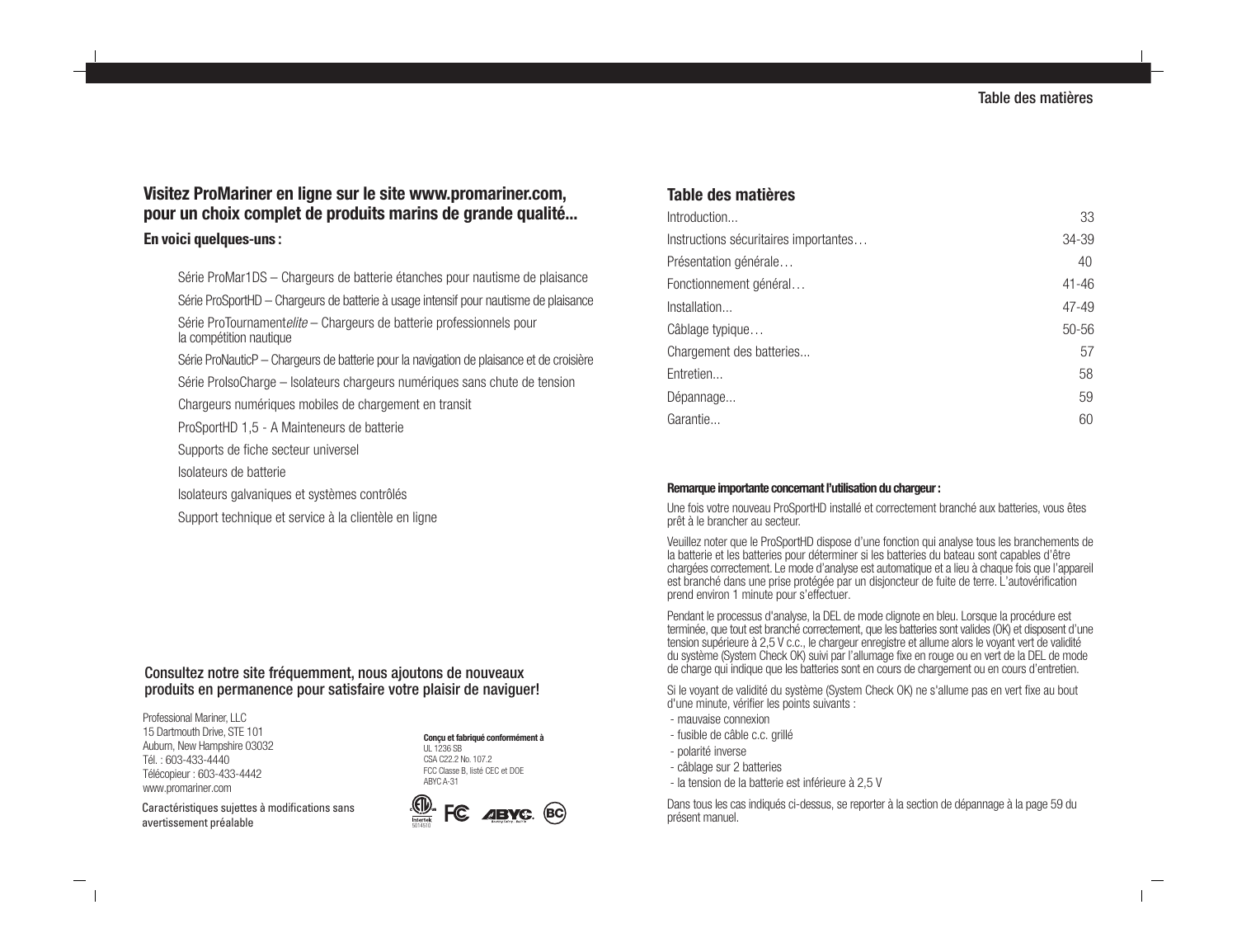## Visitez ProMariner en ligne sur le site www.promariner.com, pour un choix complet de produits marins de grande qualité...

### En voici quelques-uns :

- Série ProMar1DS – Chargeurs de batterie étanches pour nautisme de plaisance
- Série ProSportHD – Chargeurs de batterie à usage intensif pour nautisme de plaisance
- Série ProTournament*elite* – Chargeurs de batterie professionnels pour la compétition nautique
- Série ProNauticP – Chargeurs de batterie pour la navigation de plaisance et de croisière
- Série ProIsoCharge – Isolateurs chargeurs numériques sans chute de tension
- Chargeurs numériques mobiles de chargement en transit
- ProSportHD 1,5 - A Mainteneurs de batterie
- Supports de fiche secteur universel
- Isolateurs de batterie
- Isolateurs galvaniques et systèmes contrôlés
- Support technique et service à la clientèle en ligne

Consultez notre site fréquemment, nous ajoutons de nouveaux produits en permanence pour satisfaire votre plaisir de naviguer!

Professional Mariner, LLC
15 Dartmouth Drive, STE 101
Auburn, New Hampshire 03032
Tél. : 603-433-4440
Télécopieur : 603-433-4442
www.promariner.com

Caractéristiques sujettes à modifications sans avertissement préalable

**Conçu et fabriqué conformément à**
UL 1236 SB
CSA C22.2 No. 107.2
FCC Classe B, listé CEC et DOE
ABYC A-31

Intertek 5014510

## Table des matières

| | |
|---|---|
| Introduction... | 33 |
| Instructions sécuritaires importantes… | 34-39 |
| Présentation générale… | 40 |
| Fonctionnement général… | 41-46 |
| Installation... | 47-49 |
| Câblage typique… | 50-56 |
| Chargement des batteries... | 57 |
| Entretien... | 58 |
| Dépannage... | 59 |
| Garantie... | 60 |

**Remarque importante concernant l'utilisation du chargeur :**

Une fois votre nouveau ProSportHD installé et correctement branché aux batteries, vous êtes prêt à le brancher au secteur.

Veuillez noter que le ProSportHD dispose d'une fonction qui analyse tous les branchements de la batterie et les batteries pour déterminer si les batteries du bateau sont capables d'être chargées correctement. Le mode d'analyse est automatique et a lieu à chaque fois que l'appareil est branché dans une prise protégée par un disjoncteur de fuite de terre. L'autovérification prend environ 1 minute pour s'effectuer.

Pendant le processus d'analyse, la DEL de mode clignote en bleu. Lorsque la procédure est terminée, que tout est branché correctement, que les batteries sont valides (OK) et disposent d'une tension supérieure à 2,5 V c.c., le chargeur enregistre et allume alors le voyant vert de validité du système (System Check OK) suivi par l'allumage fixe en rouge ou en vert de la DEL de mode de charge qui indique que les batteries sont en cours de chargement ou en cours d'entretien.

Si le voyant de validité du système (System Check OK) ne s'allume pas en vert fixe au bout d'une minute, vérifier les points suivants :

- mauvaise connexion
- fusible de câble c.c. grillé
- polarité inverse
- câblage sur 2 batteries
- la tension de la batterie est inférieure à 2,5 V

Dans tous les cas indiqués ci-dessus, se reporter à la section de dépannage à la page 59 du présent manuel.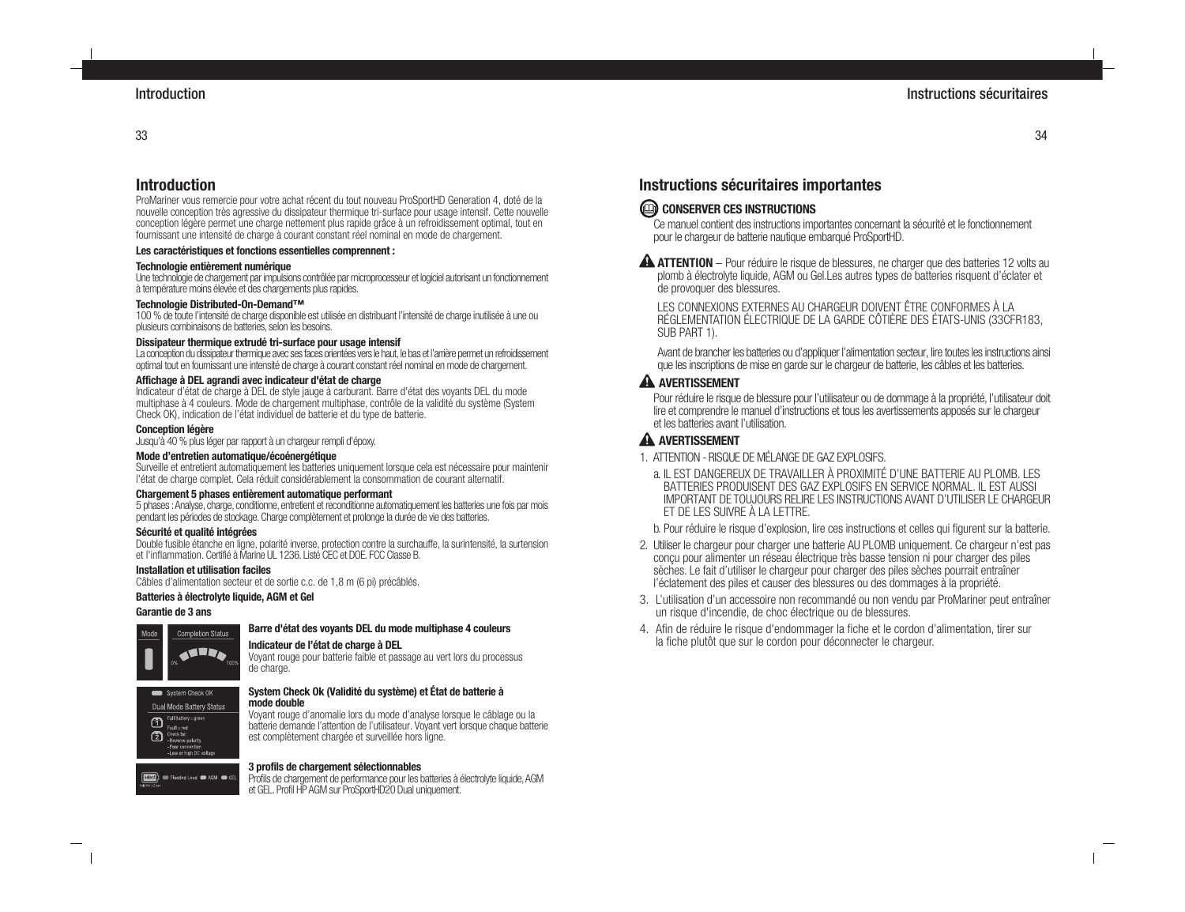# Introduction

ProMariner vous remercie pour votre achat récent du tout nouveau ProSportHD Generation 4, doté de la nouvelle conception très agressive du dissipateur thermique tri-surface pour usage intensif. Cette nouvelle conception légère permet une charge nettement plus rapide grâce à un refroidissement optimal, tout en fournissant une intensité de charge à courant constant réel nominal en mode de chargement.

**Les caractéristiques et fonctions essentielles comprennent :**

**Technologie entièrement numérique**
Une technologie de chargement par impulsions contrôlée par microprocesseur et logiciel autorisant un fonctionnement à température moins élevée et des chargements plus rapides.

**Technologie Distributed-On-Demand™**
100 % de toute l'intensité de charge disponible est utilisée en distribuant l'intensité de charge inutilisée à une ou plusieurs combinaisons de batteries, selon les besoins.

**Dissipateur thermique extrudé tri-surface pour usage intensif**
La conception du dissipateur thermique avec ses faces orientées vers le haut, le bas et l'arrière permet un refroidissement optimal tout en fournissant une intensité de charge à courant constant réel nominal en mode de chargement.

**Affichage à DEL agrandi avec indicateur d'état de charge**
Indicateur d'état de charge à DEL de style jauge à carburant. Barre d'état des voyants DEL du mode multiphase à 4 couleurs. Mode de chargement multiphase, contrôle de la validité du système (System Check OK), indication de l'état individuel de batterie et du type de batterie.

**Conception légère**
Jusqu'à 40 % plus léger par rapport à un chargeur rempli d'époxy.

**Mode d'entretien automatique/écoénergétique**
Surveille et entretient automatiquement les batteries uniquement lorsque cela est nécessaire pour maintenir l'état de charge complet. Cela réduit considérablement la consommation de courant alternatif.

**Chargement 5 phases entièrement automatique performant**
5 phases : Analyse, charge, conditionne, entretient et reconditionne automatiquement les batteries une fois par mois pendant les périodes de stockage. Charge complètement et prolonge la durée de vie des batteries.

**Sécurité et qualité intégrées**
Double fusible étanche en ligne, polarité inverse, protection contre la surchauffe, la surintensité, la surtension et l'inflammation. Certifié à Marine UL 1236. Listé CEC et DOE. FCC Classe B.

**Installation et utilisation faciles**
Câbles d'alimentation secteur et de sortie c.c. de 1,8 m (6 pi) précâblés.

**Batteries à électrolyte liquide, AGM et Gel**

**Garantie de 3 ans**

Mode | Completion Status | 0% | 100%

**Barre d'état des voyants DEL du mode multiphase 4 couleurs**

**Indicateur de l'état de charge à DEL**
Voyant rouge pour batterie faible et passage au vert lors du processus de charge.

System Check OK
Dual Mode Battery Status
1 Full Battery = green
2 Fault = red
Check for:
- Reverse polarity
- Poor connection
- Low or high DC voltage

**System Check Ok (Validité du système) et État de batterie à mode double**
Voyant rouge d'anomalie lors du mode d'analyse lorsque le câblage ou la batterie demande l'attention de l'utilisateur. Voyant vert lorsque chaque batterie est complètement chargée et surveillée hors ligne.

select | Flooded Lead | AGM | GEL

**3 profils de chargement sélectionnables**
Profils de chargement de performance pour les batteries à électrolyte liquide, AGM et GEL. Profil HP AGM sur ProSportHD20 Dual uniquement.

# Instructions sécuritaires importantes

**CONSERVER CES INSTRUCTIONS**

Ce manuel contient des instructions importantes concernant la sécurité et le fonctionnement pour le chargeur de batterie nautique embarqué ProSportHD.

⚠ **ATTENTION** – Pour réduire le risque de blessures, ne charger que des batteries 12 volts au plomb à électrolyte liquide, AGM ou Gel.Les autres types de batteries risquent d'éclater et de provoquer des blessures.

LES CONNEXIONS EXTERNES AU CHARGEUR DOIVENT ÊTRE CONFORMES À LA RÉGLEMENTATION ÉLECTRIQUE DE LA GARDE CÔTIÈRE DES ÉTATS-UNIS (33CFR183, SUB PART 1).

Avant de brancher les batteries ou d'appliquer l'alimentation secteur, lire toutes les instructions ainsi que les inscriptions de mise en garde sur le chargeur de batterie, les câbles et les batteries.

⚠ **AVERTISSEMENT**

Pour réduire le risque de blessure pour l'utilisateur ou de dommage à la propriété, l'utilisateur doit lire et comprendre le manuel d'instructions et tous les avertissements apposés sur le chargeur et les batteries avant l'utilisation.

⚠ **AVERTISSEMENT**

1. ATTENTION - RISQUE DE MÉLANGE DE GAZ EXPLOSIFS.
   a. IL EST DANGEREUX DE TRAVAILLER À PROXIMITÉ D'UNE BATTERIE AU PLOMB. LES BATTERIES PRODUISENT DES GAZ EXPLOSIFS EN SERVICE NORMAL. IL EST AUSSI IMPORTANT DE TOUJOURS RELIRE LES INSTRUCTIONS AVANT D'UTILISER LE CHARGEUR ET DE LES SUIVRE À LA LETTRE.
   b. Pour réduire le risque d'explosion, lire ces instructions et celles qui figurent sur la batterie.
2. Utiliser le chargeur pour charger une batterie AU PLOMB uniquement. Ce chargeur n'est pas conçu pour alimenter un réseau électrique très basse tension ni pour charger des piles sèches. Le fait d'utiliser le chargeur pour charger des piles sèches pourrait entraîner l'éclatement des piles et causer des blessures ou des dommages à la propriété.
3. L'utilisation d'un accessoire non recommandé ou non vendu par ProMariner peut entraîner un risque d'incendie, de choc électrique ou de blessures.
4. Afin de réduire le risque d'endommager la fiche et le cordon d'alimentation, tirer sur la fiche plutôt que sur le cordon pour déconnecter le chargeur.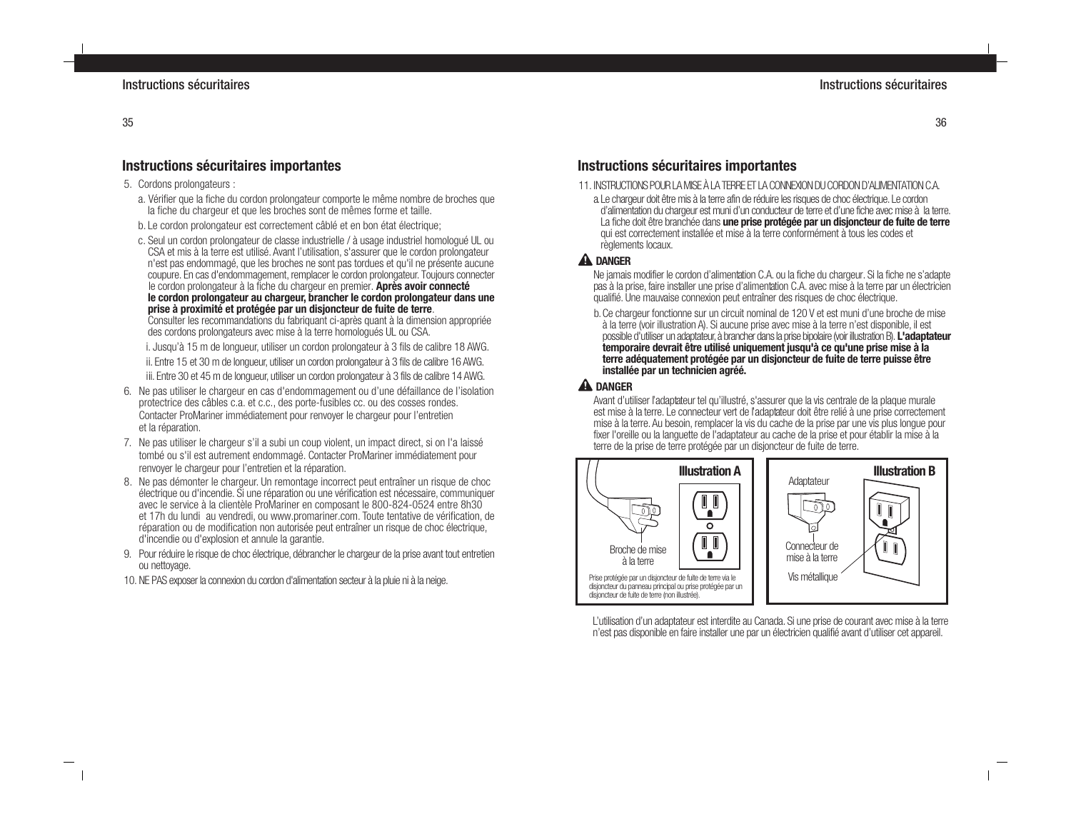## Instructions sécuritaires importantes

5. Cordons prolongateurs :
   a. Vérifier que la fiche du cordon prolongateur comporte le même nombre de broches que la fiche du chargeur et que les broches sont de mêmes forme et taille.
   b. Le cordon prolongateur est correctement câblé et en bon état électrique;
   c. Seul un cordon prolongateur de classe industrielle / à usage industriel homologué UL ou CSA et mis à la terre est utilisé. Avant l'utilisation, s'assurer que le cordon prolongateur n'est pas endommagé, que les broches ne sont pas tordues et qu'il ne présente aucune coupure. En cas d'endommagement, remplacer le cordon prolongateur. Toujours connecter le cordon prolongateur à la fiche du chargeur en premier. **Après avoir connecté le cordon prolongateur au chargeur, brancher le cordon prolongateur dans une prise à proximité et protégée par un disjoncteur de fuite de terre**. Consulter les recommandations du fabriquant ci-après quant à la dimension appropriée des cordons prolongateurs avec mise à la terre homologués UL ou CSA.
      i. Jusqu'à 15 m de longueur, utiliser un cordon prolongateur à 3 fils de calibre 18 AWG.
      ii. Entre 15 et 30 m de longueur, utiliser un cordon prolongateur à 3 fils de calibre 16 AWG.
      iii. Entre 30 et 45 m de longueur, utiliser un cordon prolongateur à 3 fils de calibre 14 AWG.
6. Ne pas utiliser le chargeur en cas d'endommagement ou d'une défaillance de l'isolation protectrice des câbles c.a. et c.c., des porte-fusibles cc. ou des cosses rondes. Contacter ProMariner immédiatement pour renvoyer le chargeur pour l'entretien et la réparation.
7. Ne pas utiliser le chargeur s'il a subi un coup violent, un impact direct, si on l'a laissé tombé ou s'il est autrement endommagé. Contacter ProMariner immédiatement pour renvoyer le chargeur pour l'entretien et la réparation.
8. Ne pas démonter le chargeur. Un remontage incorrect peut entraîner un risque de choc électrique ou d'incendie. Si une réparation ou une vérification est nécessaire, communiquer avec le service à la clientèle ProMariner en composant le 800-824-0524 entre 8h30 et 17h du lundi au vendredi, ou www.promariner.com. Toute tentative de vérification, de réparation ou de modification non autorisée peut entraîner un risque de choc électrique, d'incendie ou d'explosion et annule la garantie.
9. Pour réduire le risque de choc électrique, débrancher le chargeur de la prise avant tout entretien ou nettoyage.
10. NE PAS exposer la connexion du cordon d'alimentation secteur à la pluie ni à la neige.

## Instructions sécuritaires importantes

11. INSTRUCTIONS POUR LA MISE À LA TERRE ET LA CONNEXION DU CORDON D'ALIMENTATION C.A.
    a. Le chargeur doit être mis à la terre afin de réduire les risques de choc électrique. Le cordon d'alimentation du chargeur est muni d'un conducteur de terre et d'une fiche avec mise à la terre. La fiche doit être branchée dans **une prise protégée par un disjoncteur de fuite de terre** qui est correctement installée et mise à la terre conformément à tous les codes et règlements locaux.

**DANGER**

Ne jamais modifier le cordon d'alimentation C.A. ou la fiche du chargeur. Si la fiche ne s'adapte pas à la prise, faire installer une prise d'alimentation C.A. avec mise à la terre par un électricien qualifié. Une mauvaise connexion peut entraîner des risques de choc électrique.

   b. Ce chargeur fonctionne sur un circuit nominal de 120 V et est muni d'une broche de mise à la terre (voir illustration A). Si aucune prise avec mise à la terre n'est disponible, il est possible d'utiliser un adaptateur, à brancher dans la prise bipolaire (voir illustration B). **L'adaptateur temporaire devrait être utilisé uniquement jusqu'à ce qu'une prise mise à la terre adéquatement protégée par un disjoncteur de fuite de terre puisse être installée par un technicien agréé.**

**DANGER**

Avant d'utiliser l'adaptateur tel qu'illustré, s'assurer que la vis centrale de la plaque murale est mise à la terre. Le connecteur vert de l'adaptateur doit être relié à une prise correctement mise à la terre. Au besoin, remplacer la vis du cache de la prise par une vis plus longue pour fixer l'oreille ou la languette de l'adaptateur au cache de la prise et pour établir la mise à la terre de la prise de terre protégée par un disjoncteur de fuite de terre.

**Illustration A**

Broche de mise à la terre

Prise protégée par un disjoncteur de fuite de terre via le disjoncteur du panneau principal ou prise protégée par un disjoncteur de fuite de terre (non illustrée).

**Illustration B**

Adaptateur

Connecteur de mise à la terre

Vis métallique

L'utilisation d'un adaptateur est interdite au Canada. Si une prise de courant avec mise à la terre n'est pas disponible en faire installer une par un électricien qualifié avant d'utiliser cet appareil.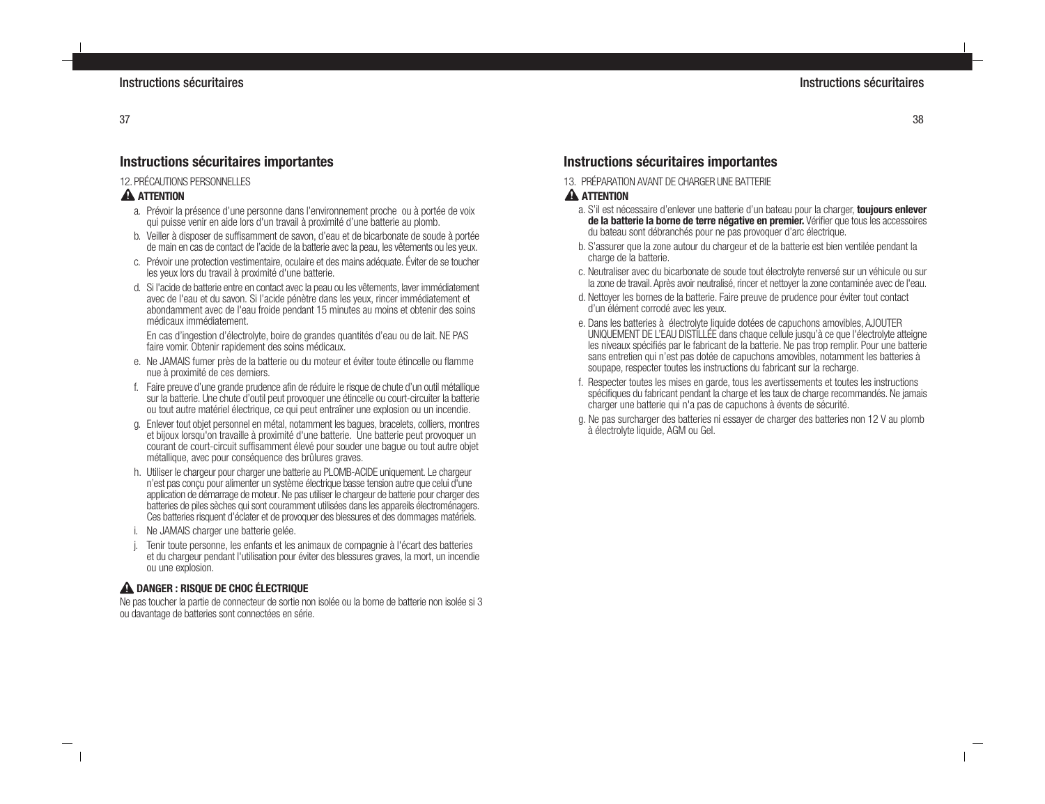## Instructions sécuritaires importantes

12. PRÉCAUTIONS PERSONNELLES

**⚠ ATTENTION**

a. Prévoir la présence d'une personne dans l'environnement proche ou à portée de voix qui puisse venir en aide lors d'un travail à proximité d'une batterie au plomb.

b. Veiller à disposer de suffisamment de savon, d'eau et de bicarbonate de soude à portée de main en cas de contact de l'acide de la batterie avec la peau, les vêtements ou les yeux.

c. Prévoir une protection vestimentaire, oculaire et des mains adéquate. Éviter de se toucher les yeux lors du travail à proximité d'une batterie.

d. Si l'acide de batterie entre en contact avec la peau ou les vêtements, laver immédiatement avec de l'eau et du savon. Si l'acide pénètre dans les yeux, rincer immédiatement et abondamment avec de l'eau froide pendant 15 minutes au moins et obtenir des soins médicaux immédiatement.

   En cas d'ingestion d'électrolyte, boire de grandes quantités d'eau ou de lait. NE PAS faire vomir. Obtenir rapidement des soins médicaux.

e. Ne JAMAIS fumer près de la batterie ou du moteur et éviter toute étincelle ou flamme nue à proximité de ces derniers.

f. Faire preuve d'une grande prudence afin de réduire le risque de chute d'un outil métallique sur la batterie. Une chute d'outil peut provoquer une étincelle ou court-circuiter la batterie ou tout autre matériel électrique, ce qui peut entraîner une explosion ou un incendie.

g. Enlever tout objet personnel en métal, notamment les bagues, bracelets, colliers, montres et bijoux lorsqu'on travaille à proximité d'une batterie. Une batterie peut provoquer un courant de court-circuit suffisamment élevé pour souder une bague ou tout autre objet métallique, avec pour conséquence des brûlures graves.

h. Utiliser le chargeur pour charger une batterie au PLOMB-ACIDE uniquement. Le chargeur n'est pas conçu pour alimenter un système électrique basse tension autre que celui d'une application de démarrage de moteur. Ne pas utiliser le chargeur de batterie pour charger des batteries de piles sèches qui sont couramment utilisées dans les appareils électroménagers. Ces batteries risquent d'éclater et de provoquer des blessures et des dommages matériels.

i. Ne JAMAIS charger une batterie gelée.

j. Tenir toute personne, les enfants et les animaux de compagnie à l'écart des batteries et du chargeur pendant l'utilisation pour éviter des blessures graves, la mort, un incendie ou une explosion.

**⚠ DANGER : RISQUE DE CHOC ÉLECTRIQUE**

Ne pas toucher la partie de connecteur de sortie non isolée ou la borne de batterie non isolée si 3 ou davantage de batteries sont connectées en série.

## Instructions sécuritaires importantes

13. PRÉPARATION AVANT DE CHARGER UNE BATTERIE

**⚠ ATTENTION**

a. S'il est nécessaire d'enlever une batterie d'un bateau pour la charger, **toujours enlever de la batterie la borne de terre négative en premier.** Vérifier que tous les accessoires du bateau sont débranchés pour ne pas provoquer d'arc électrique.

b. S'assurer que la zone autour du chargeur et de la batterie est bien ventilée pendant la charge de la batterie.

c. Neutraliser avec du bicarbonate de soude tout électrolyte renversé sur un véhicule ou sur la zone de travail. Après avoir neutralisé, rincer et nettoyer la zone contaminée avec de l'eau.

d. Nettoyer les bornes de la batterie. Faire preuve de prudence pour éviter tout contact d'un élément corrodé avec les yeux.

e. Dans les batteries à électrolyte liquide dotées de capuchons amovibles, AJOUTER UNIQUEMENT DE L'EAU DISTILLÉE dans chaque cellule jusqu'à ce que l'électrolyte atteigne les niveaux spécifiés par le fabricant de la batterie. Ne pas trop remplir. Pour une batterie sans entretien qui n'est pas dotée de capuchons amovibles, notamment les batteries à soupape, respecter toutes les instructions du fabricant sur la recharge.

f. Respecter toutes les mises en garde, tous les avertissements et toutes les instructions spécifiques du fabricant pendant la charge et les taux de charge recommandés. Ne jamais charger une batterie qui n'a pas de capuchons à évents de sécurité.

g. Ne pas surcharger des batteries ni essayer de charger des batteries non 12 V au plomb à électrolyte liquide, AGM ou Gel.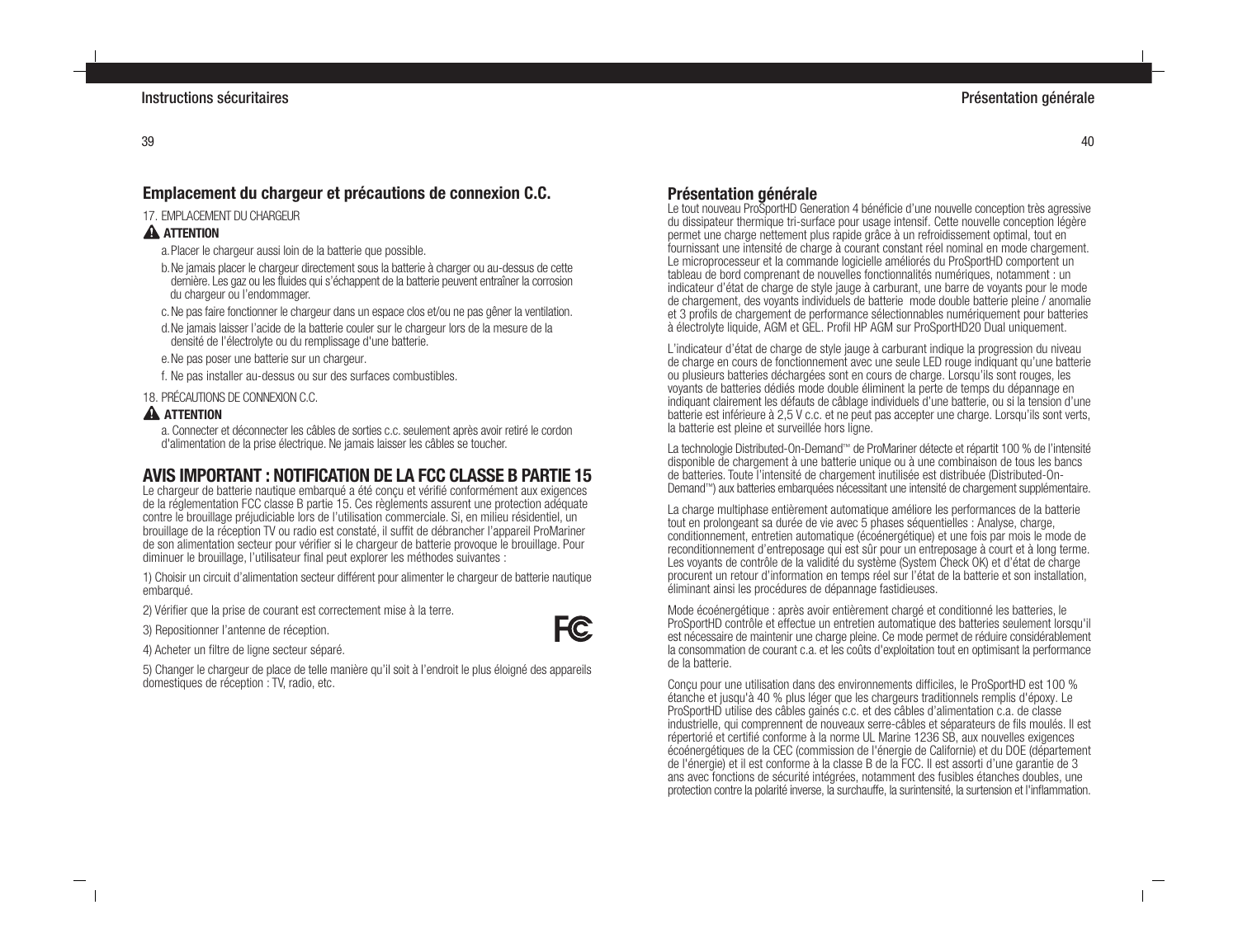## Emplacement du chargeur et précautions de connexion C.C.

17. EMPLACEMENT DU CHARGEUR

**⚠ ATTENTION**

a. Placer le chargeur aussi loin de la batterie que possible.

b. Ne jamais placer le chargeur directement sous la batterie à charger ou au-dessus de cette dernière. Les gaz ou les fluides qui s'échappent de la batterie peuvent entraîner la corrosion du chargeur ou l'endommager.

c. Ne pas faire fonctionner le chargeur dans un espace clos et/ou ne pas gêner la ventilation.

d. Ne jamais laisser l'acide de la batterie couler sur le chargeur lors de la mesure de la densité de l'électrolyte ou du remplissage d'une batterie.

e. Ne pas poser une batterie sur un chargeur.

f. Ne pas installer au-dessus ou sur des surfaces combustibles.

18. PRÉCAUTIONS DE CONNEXION C.C.

**⚠ ATTENTION**

a. Connecter et déconnecter les câbles de sorties c.c. seulement après avoir retiré le cordon d'alimentation de la prise électrique. Ne jamais laisser les câbles se toucher.

## AVIS IMPORTANT : NOTIFICATION DE LA FCC CLASSE B PARTIE 15

Le chargeur de batterie nautique embarqué a été conçu et vérifié conformément aux exigences de la réglementation FCC classe B partie 15. Ces règlements assurent une protection adéquate contre le brouillage préjudiciable lors de l'utilisation commerciale. Si, en milieu résidentiel, un brouillage de la réception TV ou radio est constaté, il suffit de débrancher l'appareil ProMariner de son alimentation secteur pour vérifier si le chargeur de batterie provoque le brouillage. Pour diminuer le brouillage, l'utilisateur final peut explorer les méthodes suivantes :

1) Choisir un circuit d'alimentation secteur différent pour alimenter le chargeur de batterie nautique embarqué.

2) Vérifier que la prise de courant est correctement mise à la terre.

3) Repositionner l'antenne de réception.

4) Acheter un filtre de ligne secteur séparé.

5) Changer le chargeur de place de telle manière qu'il soit à l'endroit le plus éloigné des appareils domestiques de réception : TV, radio, etc.

## Présentation générale

Le tout nouveau ProSportHD Generation 4 bénéficie d'une nouvelle conception très agressive du dissipateur thermique tri-surface pour usage intensif. Cette nouvelle conception légère permet une charge nettement plus rapide grâce à un refroidissement optimal, tout en fournissant une intensité de charge à courant constant réel nominal en mode chargement. Le microprocesseur et la commande logicielle améliorés du ProSportHD comportent un tableau de bord comprenant de nouvelles fonctionnalités numériques, notamment : un indicateur d'état de charge de style jauge à carburant, une barre de voyants pour le mode de chargement, des voyants individuels de batterie mode double batterie pleine / anomalie et 3 profils de chargement de performance sélectionnables numériquement pour batteries à électrolyte liquide, AGM et GEL. Profil HP AGM sur ProSportHD20 Dual uniquement.

L'indicateur d'état de charge de style jauge à carburant indique la progression du niveau de charge en cours de fonctionnement avec une seule LED rouge indiquant qu'une batterie ou plusieurs batteries déchargées sont en cours de charge. Lorsqu'ils sont rouges, les voyants de batteries dédiés mode double éliminent la perte de temps du dépannage en indiquant clairement les défauts de câblage individuels d'une batterie, ou si la tension d'une batterie est inférieure à 2,5 V c.c. et ne peut pas accepter une charge. Lorsqu'ils sont verts, la batterie est pleine et surveillée hors ligne.

La technologie Distributed-On-Demand™ de ProMariner détecte et répartit 100 % de l'intensité disponible de chargement à une batterie unique ou à une combinaison de tous les bancs de batteries. Toute l'intensité de chargement inutilisée est distribuée (Distributed-On-Demand™) aux batteries embarquées nécessitant une intensité de chargement supplémentaire.

La charge multiphase entièrement automatique améliore les performances de la batterie tout en prolongeant sa durée de vie avec 5 phases séquentielles : Analyse, charge, conditionnement, entretien automatique (écoénergétique) et une fois par mois le mode de reconditionnement d'entreposage qui est sûr pour un entreposage à court et à long terme. Les voyants de contrôle de la validité du système (System Check OK) et d'état de charge procurent un retour d'information en temps réel sur l'état de la batterie et son installation, éliminant ainsi les procédures de dépannage fastidieuses.

Mode écoénergétique : après avoir entièrement chargé et conditionné les batteries, le ProSportHD contrôle et effectue un entretien automatique des batteries seulement lorsqu'il est nécessaire de maintenir une charge pleine. Ce mode permet de réduire considérablement la consommation de courant c.a. et les coûts d'exploitation tout en optimisant la performance de la batterie.

Conçu pour une utilisation dans des environnements difficiles, le ProSportHD est 100 % étanche et jusqu'à 40 % plus léger que les chargeurs traditionnels remplis d'époxy. Le ProSportHD utilise des câbles gainés c.c. et des câbles d'alimentation c.a. de classe industrielle, qui comprennent de nouveaux serre-câbles et séparateurs de fils moulés. Il est répertorié et certifié conforme à la norme UL Marine 1236 SB, aux nouvelles exigences écoénergétiques de la CEC (commission de l'énergie de Californie) et du DOE (département de l'énergie) et il est conforme à la classe B de la FCC. Il est assorti d'une garantie de 3 ans avec fonctions de sécurité intégrées, notamment des fusibles étanches doubles, une protection contre la polarité inverse, la surchauffe, la surintensité, la surtension et l'inflammation.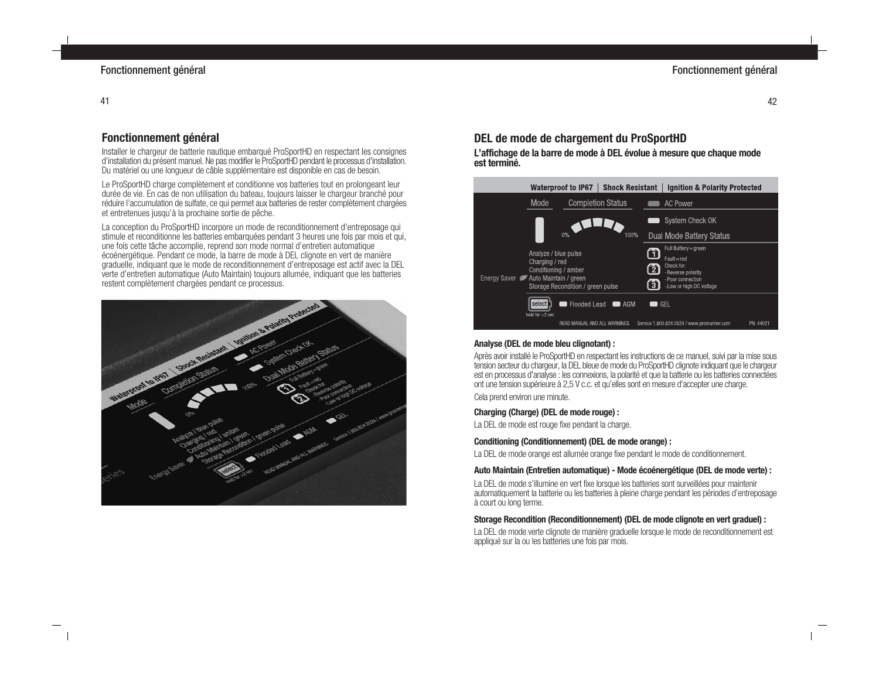## Fonctionnement général

Installer le chargeur de batterie nautique embarqué ProSportHD en respectant les consignes d'installation du présent manuel. Ne pas modifier le ProSportHD pendant le processus d'installation. Du matériel ou une longueur de câble supplémentaire est disponible en cas de besoin.

Le ProSportHD charge complètement et conditionne vos batteries tout en prolongeant leur durée de vie. En cas de non utilisation du bateau, toujours laisser le chargeur branché pour réduire l'accumulation de sulfate, ce qui permet aux batteries de rester complètement chargées et entretenues jusqu'à la prochaine sortie de pêche.

La conception du ProSportHD incorpore un mode de reconditionnement d'entreposage qui stimule et reconditionne les batteries embarquées pendant 3 heures une fois par mois et qui, une fois cette tâche accomplie, reprend son mode normal d'entretien automatique écoénergétique. Pendant ce mode, la barre de mode à DEL clignote en vert de manière graduelle, indiquant que le mode de reconditionnement d'entreposage est actif avec la DEL verte d'entretien automatique (Auto Maintain) toujours allumée, indiquant que les batteries restent complètement chargées pendant ce processus.

## DEL de mode de chargement du ProSportHD

**L'affichage de la barre de mode à DEL évolue à mesure que chaque mode est terminé.**

**Analyse (DEL de mode bleu clignotant) :**

Après avoir installé le ProSportHD en respectant les instructions de ce manuel, suivi par la mise sous tension secteur du chargeur, la DEL bleue de mode du ProSportHD clignote indiquant que le chargeur est en processus d'analyse : les connexions, la polarité et que la batterie ou les batteries connectées ont une tension supérieure à 2,5 V c.c. et qu'elles sont en mesure d'accepter une charge.

Cela prend environ une minute.

**Charging (Charge) (DEL de mode rouge) :**

La DEL de mode est rouge fixe pendant la charge.

**Conditioning (Conditionnement) (DEL de mode orange) :**

La DEL de mode orange est allumée orange fixe pendant le mode de conditionnement.

**Auto Maintain (Entretien automatique) - Mode écoénergétique (DEL de mode verte) :**

La DEL de mode s'illumine en vert fixe lorsque les batteries sont surveillées pour maintenir automatiquement la batterie ou les batteries à pleine charge pendant les périodes d'entreposage à court ou long terme.

**Storage Recondition (Reconditionnement) (DEL de mode clignote en vert graduel) :**

La DEL de mode verte clignote de manière graduelle lorsque le mode de reconditionnement est appliqué sur la ou les batteries une fois par mois.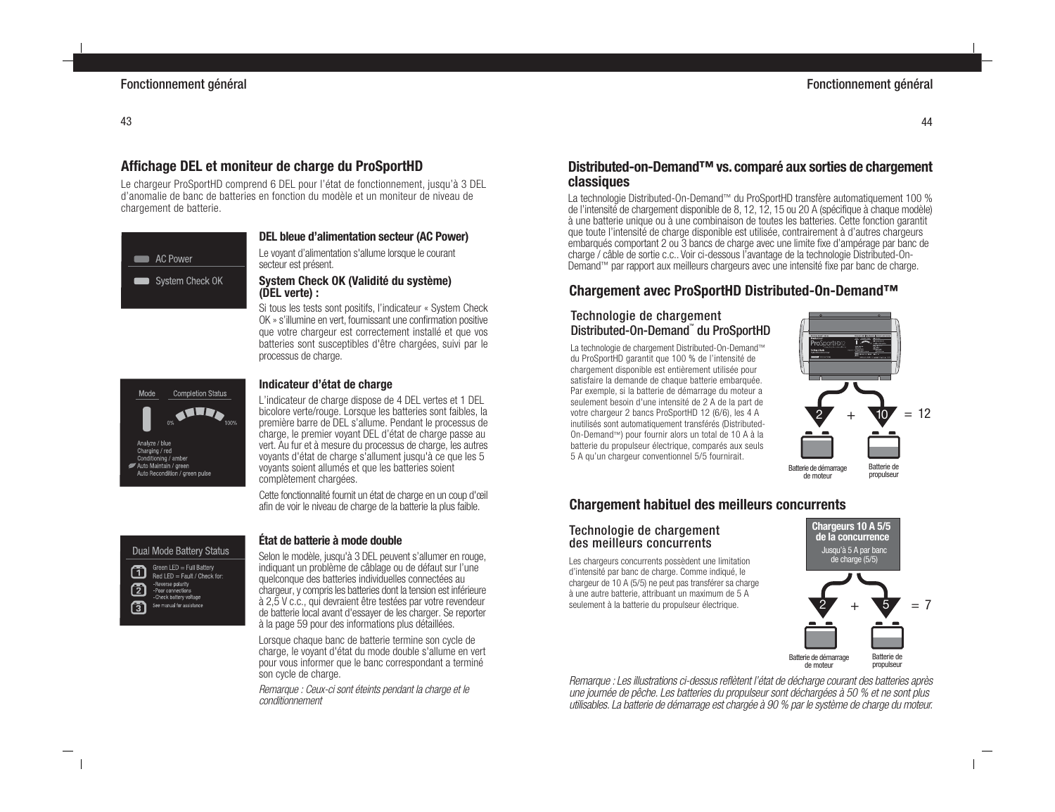## Affichage DEL et moniteur de charge du ProSportHD

Le chargeur ProSportHD comprend 6 DEL pour l'état de fonctionnement, jusqu'à 3 DEL d'anomalie de banc de batteries en fonction du modèle et un moniteur de niveau de chargement de batterie.

AC Power

System Check OK

### DEL bleue d'alimentation secteur (AC Power)

Le voyant d'alimentation s'allume lorsque le courant secteur est présent.

### System Check OK (Validité du système) (DEL verte) :

Si tous les tests sont positifs, l'indicateur « System Check OK » s'illumine en vert, fournissant une confirmation positive que votre chargeur est correctement installé et que vos batteries sont susceptibles d'être chargées, suivi par le processus de charge.

Mode — Completion Status

0% — 100%

Analyze / blue
Charging / red
Conditioning / amber
Auto Maintain / green
Auto Recondition / green pulse

### Indicateur d'état de charge

L'indicateur de charge dispose de 4 DEL vertes et 1 DEL bicolore verte/rouge. Lorsque les batteries sont faibles, la première barre de DEL s'allume. Pendant le processus de charge, le premier voyant DEL d'état de charge passe au vert. Au fur et à mesure du processus de charge, les autres voyants d'état de charge s'allument jusqu'à ce que les 5 voyants soient allumés et que les batteries soient complètement chargées.

Cette fonctionnalité fournit un état de charge en un coup d'œil afin de voir le niveau de charge de la batterie la plus faible.

Dual Mode Battery Status

1 2 3

Green LED = Full Battery
Red LED = Fault / Check for:
-Reverse polarity
-Poor connections
-Check battery voltage
See manual for assistance

### État de batterie à mode double

Selon le modèle, jusqu'à 3 DEL peuvent s'allumer en rouge, indiquant un problème de câblage ou de défaut sur l'une quelconque des batteries individuelles connectées au chargeur, y compris les batteries dont la tension est inférieure à 2,5 V c.c., qui devraient être testées par votre revendeur de batterie local avant d'essayer de les charger. Se reporter à la page 59 pour des informations plus détaillées.

Lorsque chaque banc de batterie termine son cycle de charge, le voyant d'état du mode double s'allume en vert pour vous informer que le banc correspondant a terminé son cycle de charge.

*Remarque : Ceux-ci sont éteints pendant la charge et le conditionnement*

## Distributed-on-Demand™ vs. comparé aux sorties de chargement classiques

La technologie Distributed-On-Demand™ du ProSportHD transfère automatiquement 100 % de l'intensité de chargement disponible de 8, 12, 12, 15 ou 20 A (spécifique à chaque modèle) à une batterie unique ou à une combinaison de toutes les batteries. Cette fonction garantit que toute l'intensité de charge disponible est utilisée, contrairement à d'autres chargeurs embarqués comportant 2 ou 3 bancs de charge avec une limite fixe d'ampérage par banc de charge / câble de sortie c.c.. Voir ci-dessous l'avantage de la technologie Distributed-On-Demand™ par rapport aux meilleurs chargeurs avec une intensité fixe par banc de charge.

## Chargement avec ProSportHD Distributed-On-Demand™

### Technologie de chargement Distributed-On-Demand™ du ProSportHD

La technologie de chargement Distributed-On-Demand™ du ProSportHD garantit que 100 % de l'intensité de chargement disponible est entièrement utilisée pour satisfaire la demande de chaque batterie embarquée. Par exemple, si la batterie de démarrage du moteur a seulement besoin d'une intensité de 2 A de la part de votre chargeur 2 bancs ProSportHD 12 (6/6), les 4 A inutilisés sont automatiquement transférés (Distributed-On-Demand™) pour fournir alors un total de 10 A à la batterie du propulseur électrique, comparés aux seuls 5 A qu'un chargeur conventionnel 5/5 fournirait.

2 + 10 = 12

Batterie de démarrage de moteur — Batterie de propulseur

## Chargement habituel des meilleurs concurrents

### Technologie de chargement des meilleurs concurrents

Les chargeurs concurrents possèdent une limitation d'intensité par banc de charge. Comme indiqué, le chargeur de 10 A (5/5) ne peut pas transférer sa charge à une autre batterie, attribuant un maximum de 5 A seulement à la batterie du propulseur électrique.

**Chargeurs 10 A 5/5 de la concurrence**
Jusqu'à 5 A par banc de charge (5/5)

2 + 5 = 7

Batterie de démarrage de moteur — Batterie de propulseur

*Remarque : Les illustrations ci-dessus reflètent l'état de décharge courant des batteries après une journée de pêche. Les batteries du propulseur sont déchargées à 50 % et ne sont plus utilisables. La batterie de démarrage est chargée à 90 % par le système de charge du moteur.*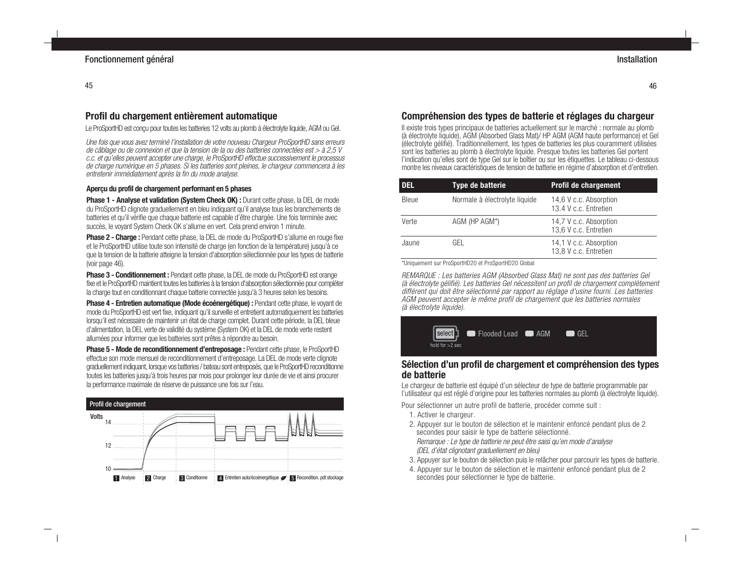## Profil du chargement entièrement automatique

Le ProSportHD est conçu pour toutes les batteries 12 volts au plomb à électrolyte liquide, AGM ou Gel.

*Une fois que vous avez terminé l'installation de votre nouveau Chargeur ProSportHD sans erreurs de câblage ou de connexion et que la tension de la ou des batteries connectées est > à 2,5 V c.c. et qu'elles peuvent accepter une charge, le ProSportHD effectue successivement le processus de charge numérique en 5 phases. Si les batteries sont pleines, le chargeur commencera à les entretenir immédiatement après la fin du mode analyse.*

#### Aperçu du profil de chargement performant en 5 phases

**Phase 1 - Analyse et validation (System Check OK) :** Durant cette phase, la DEL de mode du ProSportHD clignote graduellement en bleu indiquant qu'il analyse tous les branchements de batteries et qu'il vérifie que chaque batterie est capable d'être chargée. Une fois terminée avec succès, le voyant System Check OK s'allume en vert. Cela prend environ 1 minute.

**Phase 2 - Charge :** Pendant cette phase, la DEL de mode du ProSportHD s'allume en rouge fixe et le ProSportHD utilise toute son intensité de charge (en fonction de la température) jusqu'à ce que la tension de la batterie atteigne la tension d'absorption sélectionnée pour les types de batterie (voir page 46).

**Phase 3 - Conditionnement :** Pendant cette phase, la DEL de mode du ProSportHD est orange fixe et le ProSportHD maintient toutes les batteries à la tension d'absorption sélectionnée pour compléter la charge tout en conditionnant chaque batterie connectée jusqu'à 3 heures selon les besoins.

**Phase 4 - Entretien automatique (Mode écoénergétique) :** Pendant cette phase, le voyant de mode du ProSportHD est vert fixe, indiquant qu'il surveille et entretient automatiquement les batteries lorsqu'il est nécessaire de maintenir un état de charge complet. Durant cette période, la DEL bleue d'alimentation, la DEL verte de validité du système (System OK) et la DEL de mode verte restent allumées pour informer que les batteries sont prêtes à répondre au besoin.

**Phase 5 - Mode de reconditionnement d'entreposage :** Pendant cette phase, le ProSportHD effectue son mode mensuel de reconditionnement d'entreposage. La DEL de mode verte clignote graduellement indiquant, lorsque vos batteries / bateau sont entreposés, que le ProSportHD reconditionne toutes les batteries jusqu'à trois heures par mois pour prolonger leur durée de vie et ainsi procurer la performance maximale de réserve de puissance une fois sur l'eau.

**Profil de chargement**

Volts : 14, 12, 10

1 Analyse — 2 Charge — 3 Conditionne — 4 Entretien auto/écoénergétique — 5 Recondition. pdt stockage

## Compréhension des types de batterie et réglages du chargeur

Il existe trois types principaux de batteries actuellement sur le marché : normale au plomb (à électrolyte liquide), AGM (Absorbed Glass Mat)/ HP AGM (AGM haute performance) et Gel (électrolyte gélifié). Traditionnellement, les types de batteries les plus couramment utilisées sont les batteries au plomb à électrolyte liquide. Presque toutes les batteries Gel portent l'indication qu'elles sont de type Gel sur le boîtier ou sur les étiquettes. Le tableau ci-dessous montre les niveaux caractéristiques de tension de batterie en régime d'absorption et d'entretien.

| DEL | Type de batterie | Profil de chargement |
|---|---|---|
| Bleue | Normale à électrolyte liquide | 14,6 V c.c. Absorption<br>13.4 V c.c. Entretien |
| Verte | AGM (HP AGM*) | 14,7 V c.c. Absorption<br>13,6 V c.c. Entretien |
| Jaune | GEL | 14,1 V c.c. Absorption<br>13,8 V c.c. Entretien |

*Uniquement sur ProSportHD20 et ProSportHD20 Global

*REMARQUE : Les batteries AGM (Absorbed Glass Mat) ne sont pas des batteries Gel (à électrolyte gélifié). Les batteries Gel nécessitent un profil de chargement complètement différent qui doit être sélectionné par rapport au réglage d'usine fourni. Les batteries AGM peuvent accepter le même profil de chargement que les batteries normales (à électrolyte liquide).*

select — hold for >2 sec — Flooded Lead — AGM — GEL

## Sélection d'un profil de chargement et compréhension des types de batterie

Le chargeur de batterie est équipé d'un sélecteur de type de batterie programmable par l'utilisateur qui est réglé d'origine pour les batteries normales au plomb (à électrolyte liquide).

Pour sélectionner un autre profil de batterie, procéder comme suit :

1. Activer le chargeur.
2. Appuyer sur le bouton de sélection et le maintenir enfoncé pendant plus de 2 secondes pour saisir le type de batterie sélectionné.
   *Remarque : Le type de batterie ne peut être saisi qu'en mode d'analyse (DEL d'état clignotant graduellement en bleu)*
3. Appuyer sur le bouton de sélection puis le relâcher pour parcourir les types de batterie.
4. Appuyer sur le bouton de sélection et le maintenir enfoncé pendant plus de 2 secondes pour sélectionner le type de batterie.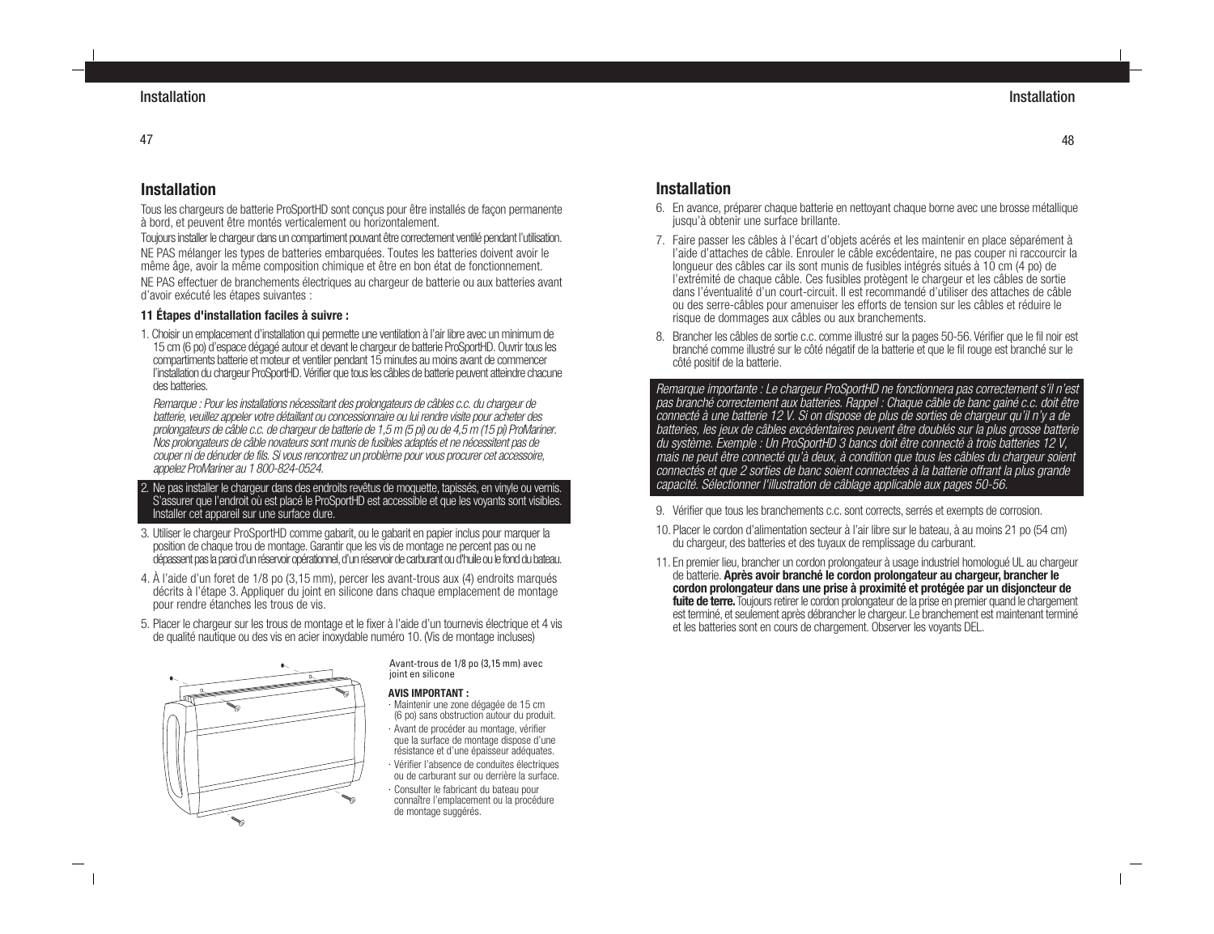## Installation

Tous les chargeurs de batterie ProSportHD sont conçus pour être installés de façon permanente à bord, et peuvent être montés verticalement ou horizontalement.

Toujours installer le chargeur dans un compartiment pouvant être correctement ventilé pendant l'utilisation.

NE PAS mélanger les types de batteries embarquées. Toutes les batteries doivent avoir le même âge, avoir la même composition chimique et être en bon état de fonctionnement.

NE PAS effectuer de branchements électriques au chargeur de batterie ou aux batteries avant d'avoir exécuté les étapes suivantes :

**11 Étapes d'installation faciles à suivre :**

1. Choisir un emplacement d'installation qui permette une ventilation à l'air libre avec un minimum de 15 cm (6 po) d'espace dégagé autour et devant le chargeur de batterie ProSportHD. Ouvrir tous les compartiments batterie et moteur et ventiler pendant 15 minutes au moins avant de commencer l'installation du chargeur ProSportHD. Vérifier que tous les câbles de batterie peuvent atteindre chacune des batteries.

   *Remarque : Pour les installations nécessitant des prolongateurs de câbles c.c. du chargeur de batterie, veuillez appeler votre détaillant ou concessionnaire ou lui rendre visite pour acheter des prolongateurs de câble c.c. de chargeur de batterie de 1,5 m (5 pi) ou de 4,5 m (15 pi) ProMariner. Nos prolongateurs de câble novateurs sont munis de fusibles adaptés et ne nécessitent pas de couper ni de dénuder de fils. Si vous rencontrez un problème pour vous procurer cet accessoire, appelez ProMariner au 1 800-824-0524.*

2. Ne pas installer le chargeur dans des endroits revêtus de moquette, tapissés, en vinyle ou vernis. S'assurer que l'endroit où est placé le ProSportHD est accessible et que les voyants sont visibles. Installer cet appareil sur une surface dure.

3. Utiliser le chargeur ProSportHD comme gabarit, ou le gabarit en papier inclus pour marquer la position de chaque trou de montage. Garantir que les vis de montage ne percent pas ou ne dépassent pas la paroi d'un réservoir opérationnel, d'un réservoir de carburant ou d'huile ou le fond du bateau.

4. À l'aide d'un foret de 1/8 po (3,15 mm), percer les avant-trous aux (4) endroits marqués décrits à l'étape 3. Appliquer du joint en silicone dans chaque emplacement de montage pour rendre étanches les trous de vis.

5. Placer le chargeur sur les trous de montage et le fixer à l'aide d'un tournevis électrique et 4 vis de qualité nautique ou des vis en acier inoxydable numéro 10. (Vis de montage incluses)

Avant-trous de 1/8 po (3,15 mm) avec joint en silicone

**AVIS IMPORTANT :**

- Maintenir une zone dégagée de 15 cm (6 po) sans obstruction autour du produit.
- Avant de procéder au montage, vérifier que la surface de montage dispose d'une résistance et d'une épaisseur adéquates.
- Vérifier l'absence de conduites électriques ou de carburant sur ou derrière la surface.
- Consulter le fabricant du bateau pour connaître l'emplacement ou la procédure de montage suggérés.

## Installation

6. En avance, préparer chaque batterie en nettoyant chaque borne avec une brosse métallique jusqu'à obtenir une surface brillante.

7. Faire passer les câbles à l'écart d'objets acérés et les maintenir en place séparément à l'aide d'attaches de câble. Enrouler le câble excédentaire, ne pas couper ni raccourcir la longueur des câbles car ils sont munis de fusibles intégrés situés à 10 cm (4 po) de l'extrémité de chaque câble. Ces fusibles protègent le chargeur et les câbles de sortie dans l'éventualité d'un court-circuit. Il est recommandé d'utiliser des attaches de câble ou des serre-câbles pour amenuiser les efforts de tension sur les câbles et réduire le risque de dommages aux câbles ou aux branchements.

8. Brancher les câbles de sortie c.c. comme illustré sur la pages 50-56. Vérifier que le fil noir est branché comme illustré sur le côté négatif de la batterie et que le fil rouge est branché sur le côté positif de la batterie.

*Remarque importante : Le chargeur ProSportHD ne fonctionnera pas correctement s'il n'est pas branché correctement aux batteries. Rappel : Chaque câble de banc gainé c.c. doit être connecté à une batterie 12 V. Si on dispose de plus de sorties de chargeur qu'il n'y a de batteries, les jeux de câbles excédentaires peuvent être doublés sur la plus grosse batterie du système. Exemple : Un ProSportHD 3 bancs doit être connecté à trois batteries 12 V, mais ne peut être connecté qu'à deux, à condition que tous les câbles du chargeur soient connectés et que 2 sorties de banc soient connectées à la batterie offrant la plus grande capacité. Sélectionner l'illustration de câblage applicable aux pages 50-56.*

9. Vérifier que tous les branchements c.c. sont corrects, serrés et exempts de corrosion.

10. Placer le cordon d'alimentation secteur à l'air libre sur le bateau, à au moins 21 po (54 cm) du chargeur, des batteries et des tuyaux de remplissage du carburant.

11. En premier lieu, brancher un cordon prolongateur à usage industriel homologué UL au chargeur de batterie. **Après avoir branché le cordon prolongateur au chargeur, brancher le cordon prolongateur dans une prise à proximité et protégée par un disjoncteur de fuite de terre.** Toujours retirer le cordon prolongateur de la prise en premier quand le chargement est terminé, et seulement après débrancher le chargeur. Le branchement est maintenant terminé et les batteries sont en cours de chargement. Observer les voyants DEL.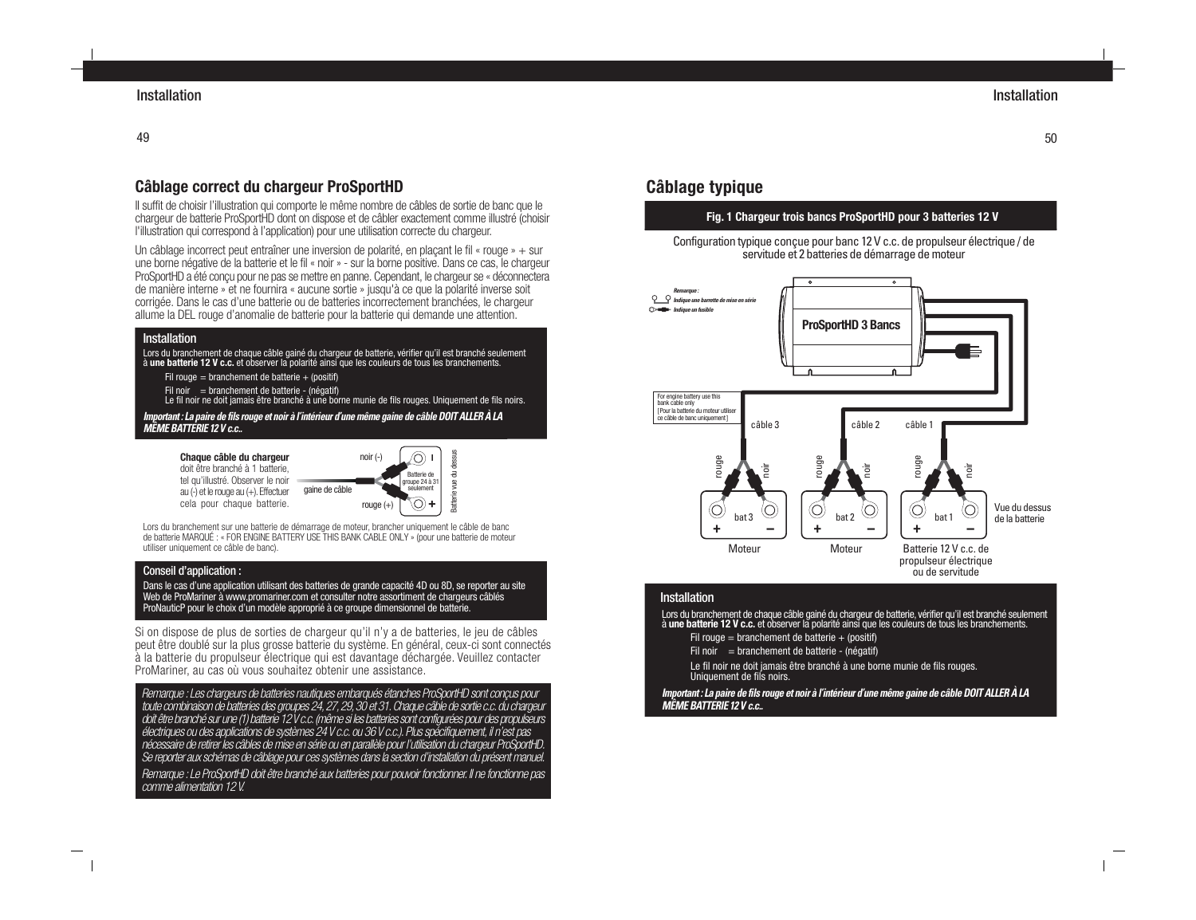## Câblage correct du chargeur ProSportHD

Il suffit de choisir l'illustration qui comporte le même nombre de câbles de sortie de banc que le chargeur de batterie ProSportHD dont on dispose et de câbler exactement comme illustré (choisir l'illustration qui correspond à l'application) pour une utilisation correcte du chargeur.

Un câblage incorrect peut entraîner une inversion de polarité, en plaçant le fil « rouge » + sur une borne négative de la batterie et le fil « noir » - sur la borne positive. Dans ce cas, le chargeur ProSportHD a été conçu pour ne pas se mettre en panne. Cependant, le chargeur se « déconnectera de manière interne » et ne fournira « aucune sortie » jusqu'à ce que la polarité inverse soit corrigée. Dans le cas d'une batterie ou de batteries incorrectement branchées, le chargeur allume la DEL rouge d'anomalie de batterie pour la batterie qui demande une attention.

### Installation

Lors du branchement de chaque câble gainé du chargeur de batterie, vérifier qu'il est branché seulement à **une batterie 12 V c.c.** et observer la polarité ainsi que les couleurs de tous les branchements.

Fil rouge = branchement de batterie + (positif)

Fil noir = branchement de batterie - (négatif)
Le fil noir ne doit jamais être branché à une borne munie de fils rouges. Uniquement de fils noirs.

***Important : La paire de fils rouge et noir à l'intérieur d'une même gaine de câble DOIT ALLER À LA MÊME BATTERIE 12 V c.c..***

**Chaque câble du chargeur** doit être branché à 1 batterie, tel qu'illustré. Observer le noir au (-) et le rouge au (+). Effectuer cela pour chaque batterie.

noir (-) · gaine de câble · rouge (+) · Batterie de groupe 24 à 31 seulement · Batterie vue du dessus

Lors du branchement sur une batterie de démarrage de moteur, brancher uniquement le câble de banc de batterie MARQUÉ : « FOR ENGINE BATTERY USE THIS BANK CABLE ONLY » (pour une batterie de moteur utiliser uniquement ce câble de banc).

### Conseil d'application :

Dans le cas d'une application utilisant des batteries de grande capacité 4D ou 8D, se reporter au site Web de ProMariner à www.promariner.com et consulter notre assortiment de chargeurs câblés ProNauticP pour le choix d'un modèle approprié à ce groupe dimensionnel de batterie.

Si on dispose de plus de sorties de chargeur qu'il n'y a de batteries, le jeu de câbles peut être doublé sur la plus grosse batterie du système. En général, ceux-ci sont connectés à la batterie du propulseur électrique qui est davantage déchargée. Veuillez contacter ProMariner, au cas où vous souhaitez obtenir une assistance.

*Remarque : Les chargeurs de batteries nautiques embarqués étanches ProSportHD sont conçus pour toute combinaison de batteries des groupes 24, 27, 29, 30 et 31. Chaque câble de sortie c.c. du chargeur doit être branché sur une (1) batterie 12 V c.c. (même si les batteries sont configurées pour des propulseurs électriques ou des applications de systèmes 24 V c.c. ou 36 V c.c.). Plus spécifiquement, il n'est pas nécessaire de retirer les câbles de mise en série ou en parallèle pour l'utilisation du chargeur ProSportHD. Se reporter aux schémas de câblage pour ces systèmes dans la section d'installation du présent manuel.*

*Remarque : Le ProSportHD doit être branché aux batteries pour pouvoir fonctionner. Il ne fonctionne pas comme alimentation 12 V.*

## Câblage typique

**Fig. 1 Chargeur trois bancs ProSportHD pour 3 batteries 12 V**

Configuration typique conçue pour banc 12 V c.c. de propulseur électrique / de servitude et 2 batteries de démarrage de moteur

*Remarque :* Indique une barrette de mise en série · Indique un fusible

ProSportHD 3 Bancs

For engine battery use this bank cable only [Pour la batterie du moteur utiliser ce câble de banc uniquement]

câble 3 · câble 2 · câble 1 · rouge · noir · bat 3 · bat 2 · bat 1 · Vue du dessus de la batterie

Moteur · Moteur · Batterie 12 V c.c. de propulseur électrique ou de servitude

### Installation

Lors du branchement de chaque câble gainé du chargeur de batterie, vérifier qu'il est branché seulement à **une batterie 12 V c.c.** et observer la polarité ainsi que les couleurs de tous les branchements.

Fil rouge = branchement de batterie + (positif)

Fil noir = branchement de batterie - (négatif)

Le fil noir ne doit jamais être branché à une borne munie de fils rouges. Uniquement de fils noirs.

***Important : La paire de fils rouge et noir à l'intérieur d'une même gaine de câble DOIT ALLER À LA MÊME BATTERIE 12 V c.c..***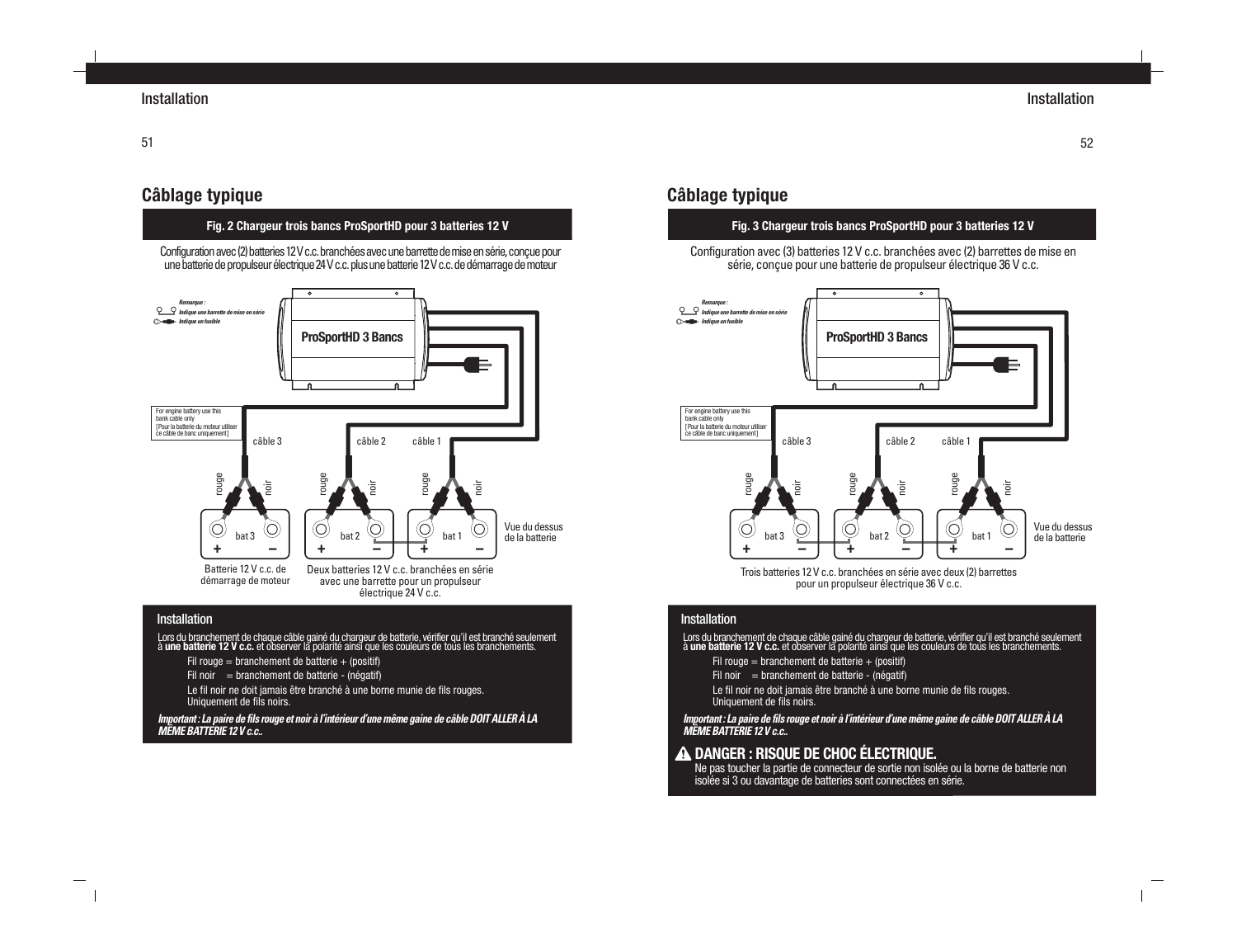## Câblage typique

**Fig. 2 Chargeur trois bancs ProSportHD pour 3 batteries 12 V**

Configuration avec (2) batteries 12 V c.c. branchées avec une barrette de mise en série, conçue pour une batterie de propulseur électrique 24 V c.c. plus une batterie 12 V c.c. de démarrage de moteur

*Remarque :*
*Indique une barrette de mise en série*
*Indique un fusible*

ProSportHD 3 Bancs

For engine battery use this bank cable only
[Pour la batterie du moteur utiliser ce câble de banc uniquement]

câble 3 — câble 2 — câble 1

rouge noir — rouge noir — rouge noir

bat 3 + – — bat 2 + – — bat 1 + –

Vue du dessus de la batterie

Batterie 12 V c.c. de démarrage de moteur

Deux batteries 12 V c.c. branchées en série avec une barrette pour un propulseur électrique 24 V c.c.

### Installation

Lors du branchement de chaque câble gainé du chargeur de batterie, vérifier qu'il est branché seulement à **une batterie 12 V c.c.** et observer la polarité ainsi que les couleurs de tous les branchements.

Fil rouge = branchement de batterie + (positif)

Fil noir = branchement de batterie - (négatif)

Le fil noir ne doit jamais être branché à une borne munie de fils rouges. Uniquement de fils noirs.

***Important : La paire de fils rouge et noir à l'intérieur d'une même gaine de câble DOIT ALLER À LA MÊME BATTERIE 12 V c.c..***

## Câblage typique

**Fig. 3 Chargeur trois bancs ProSportHD pour 3 batteries 12 V**

Configuration avec (3) batteries 12 V c.c. branchées avec (2) barrettes de mise en série, conçue pour une batterie de propulseur électrique 36 V c.c.

*Remarque :*
*Indique une barrette de mise en série*
*Indique un fusible*

ProSportHD 3 Bancs

For engine battery use this bank cable only
[Pour la batterie du moteur utiliser ce câble de banc uniquement]

câble 3 — câble 2 — câble 1

rouge noir — rouge noir — rouge noir

bat 3 + – — bat 2 + – — bat 1 + –

Vue du dessus de la batterie

Trois batteries 12 V c.c. branchées en série avec deux (2) barrettes pour un propulseur électrique 36 V c.c.

### Installation

Lors du branchement de chaque câble gainé du chargeur de batterie, vérifier qu'il est branché seulement à **une batterie 12 V c.c.** et observer la polarité ainsi que les couleurs de tous les branchements.

Fil rouge = branchement de batterie + (positif)

Fil noir = branchement de batterie - (négatif)

Le fil noir ne doit jamais être branché à une borne munie de fils rouges. Uniquement de fils noirs.

***Important : La paire de fils rouge et noir à l'intérieur d'une même gaine de câble DOIT ALLER À LA MÊME BATTERIE 12 V c.c..***

**⚠ DANGER : RISQUE DE CHOC ÉLECTRIQUE.**
Ne pas toucher la partie de connecteur de sortie non isolée ou la borne de batterie non isolée si 3 ou davantage de batteries sont connectées en série.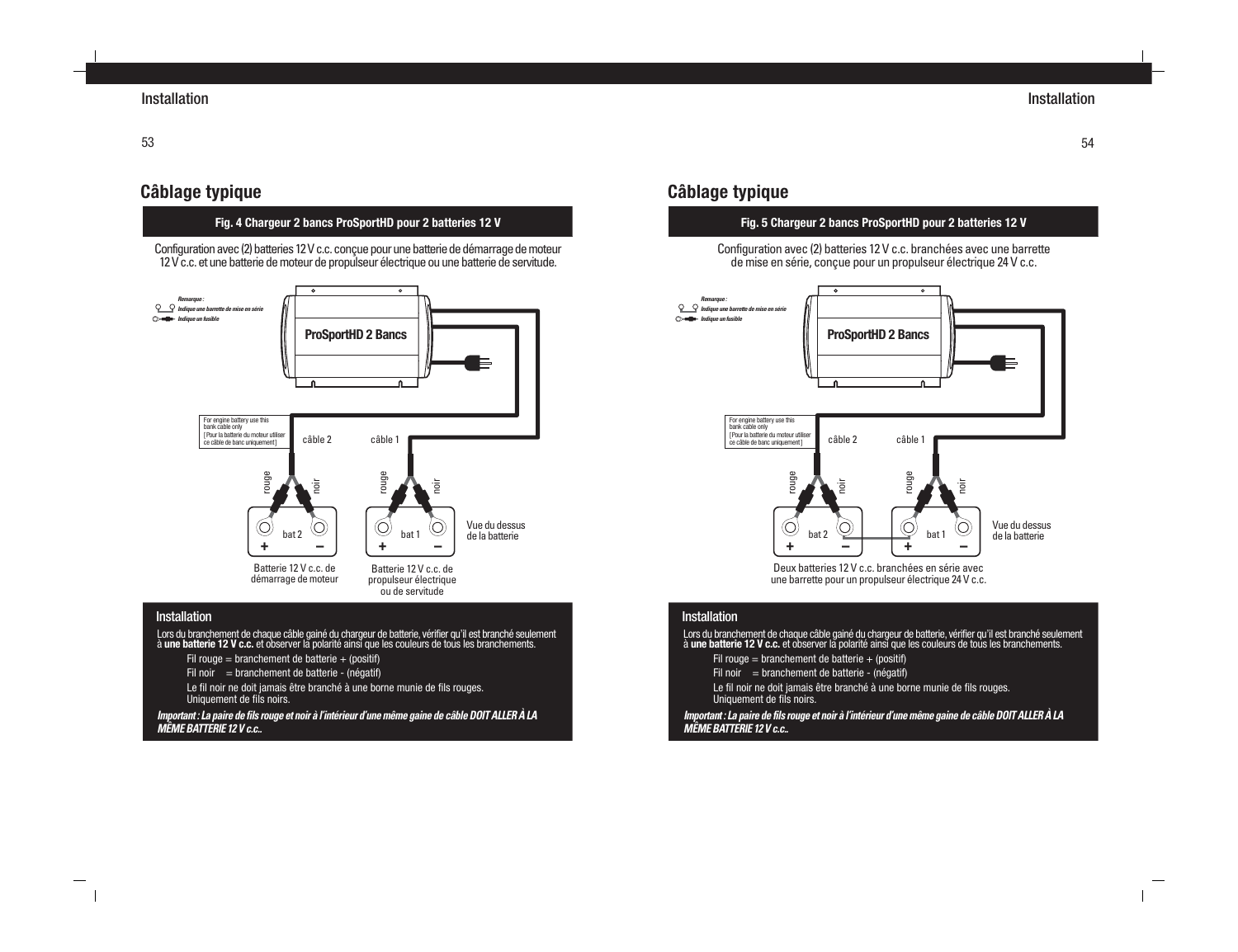## Câblage typique

### Fig. 4 Chargeur 2 bancs ProSportHD pour 2 batteries 12 V

Configuration avec (2) batteries 12 V c.c. conçue pour une batterie de démarrage de moteur 12 V c.c. et une batterie de moteur de propulseur électrique ou une batterie de servitude.

*Remarque :*
*Indique une barrette de mise en série*
*Indique un fusible*

ProSportHD 2 Bancs

For engine battery use this bank cable only
[Pour la batterie du moteur utiliser ce câble de banc uniquement]

câble 2 câble 1

rouge noir rouge noir

bat 2 bat 1

Vue du dessus de la batterie

Batterie 12 V c.c. de démarrage de moteur

Batterie 12 V c.c. de propulseur électrique ou de servitude

### Installation

Lors du branchement de chaque câble gainé du chargeur de batterie, vérifier qu'il est branché seulement à **une batterie 12 V c.c.** et observer la polarité ainsi que les couleurs de tous les branchements.

Fil rouge = branchement de batterie + (positif)

Fil noir = branchement de batterie - (négatif)

Le fil noir ne doit jamais être branché à une borne munie de fils rouges. Uniquement de fils noirs.

***Important : La paire de fils rouge et noir à l'intérieur d'une même gaine de câble DOIT ALLER À LA MÊME BATTERIE 12 V c.c..***

## Câblage typique

### Fig. 5 Chargeur 2 bancs ProSportHD pour 2 batteries 12 V

Configuration avec (2) batteries 12 V c.c. branchées avec une barrette de mise en série, conçue pour un propulseur électrique 24 V c.c.

*Remarque :*
*Indique une barrette de mise en série*
*Indique un fusible*

ProSportHD 2 Bancs

For engine battery use this bank cable only
[Pour la batterie du moteur utiliser ce câble de banc uniquement]

câble 2 câble 1

rouge noir rouge noir

bat 2 bat 1

Vue du dessus de la batterie

Deux batteries 12 V c.c. branchées en série avec une barrette pour un propulseur électrique 24 V c.c.

### Installation

Lors du branchement de chaque câble gainé du chargeur de batterie, vérifier qu'il est branché seulement à **une batterie 12 V c.c.** et observer la polarité ainsi que les couleurs de tous les branchements.

Fil rouge = branchement de batterie + (positif)

Fil noir = branchement de batterie - (négatif)

Le fil noir ne doit jamais être branché à une borne munie de fils rouges. Uniquement de fils noirs.

***Important : La paire de fils rouge et noir à l'intérieur d'une même gaine de câble DOIT ALLER À LA MÊME BATTERIE 12 V c.c..***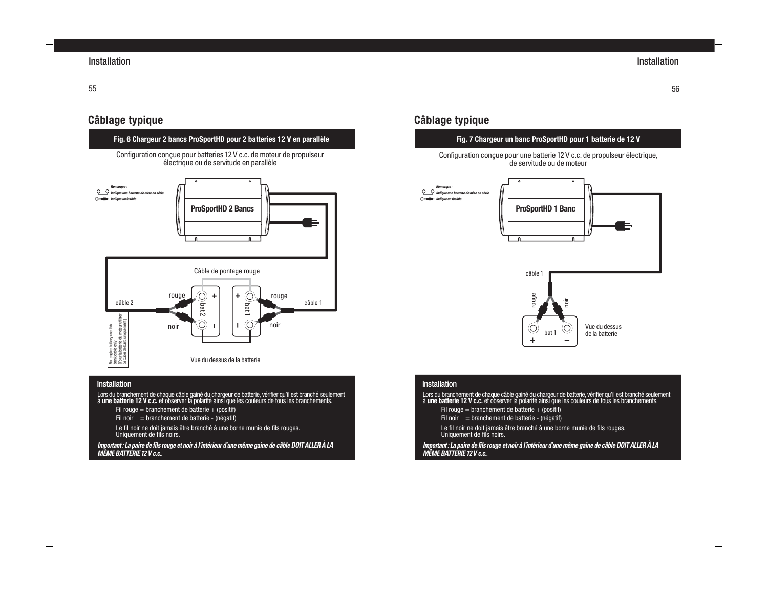## Câblage typique

### Fig. 6 Chargeur 2 bancs ProSportHD pour 2 batteries 12 V en parallèle

Configuration conçue pour batteries 12 V c.c. de moteur de propulseur électrique ou de servitude en parallèle

*Remarque :*
*Indique une barrette de mise en série*
*Indique un fusible*

ProSportHD 2 Bancs

Câble de pontage rouge

rouge | rouge

câble 2 | câble 1

bat 2 | bat 1

noir | noir

For engine battery use this bank cable only
[Pour la batterie du moteur utiliser ce câble de banc uniquement]

Vue du dessus de la batterie

### Installation

Lors du branchement de chaque câble gainé du chargeur de batterie, vérifier qu'il est branché seulement à **une batterie 12 V c.c.** et observer la polarité ainsi que les couleurs de tous les branchements.

Fil rouge = branchement de batterie + (positif)
Fil noir = branchement de batterie - (négatif)

Le fil noir ne doit jamais être branché à une borne munie de fils rouges. Uniquement de fils noirs.

***Important : La paire de fils rouge et noir à l'intérieur d'une même gaine de câble DOIT ALLER À LA MÊME BATTERIE 12 V c.c..***

## Câblage typique

### Fig. 7 Chargeur un banc ProSportHD pour 1 batterie de 12 V

Configuration conçue pour une batterie 12 V c.c. de propulseur électrique, de servitude ou de moteur

*Remarque :*
*Indique une barrette de mise en série*
*Indique un fusible*

ProSportHD 1 Banc

câble 1

rouge | noir

bat 1

Vue du dessus de la batterie

### Installation

Lors du branchement de chaque câble gainé du chargeur de batterie, vérifier qu'il est branché seulement à **une batterie 12 V c.c.** et observer la polarité ainsi que les couleurs de tous les branchements.

Fil rouge = branchement de batterie + (positif)
Fil noir = branchement de batterie - (négatif)

Le fil noir ne doit jamais être branché à une borne munie de fils rouges. Uniquement de fils noirs.

***Important : La paire de fils rouge et noir à l'intérieur d'une même gaine de câble DOIT ALLER À LA MÊME BATTERIE 12 V c.c..***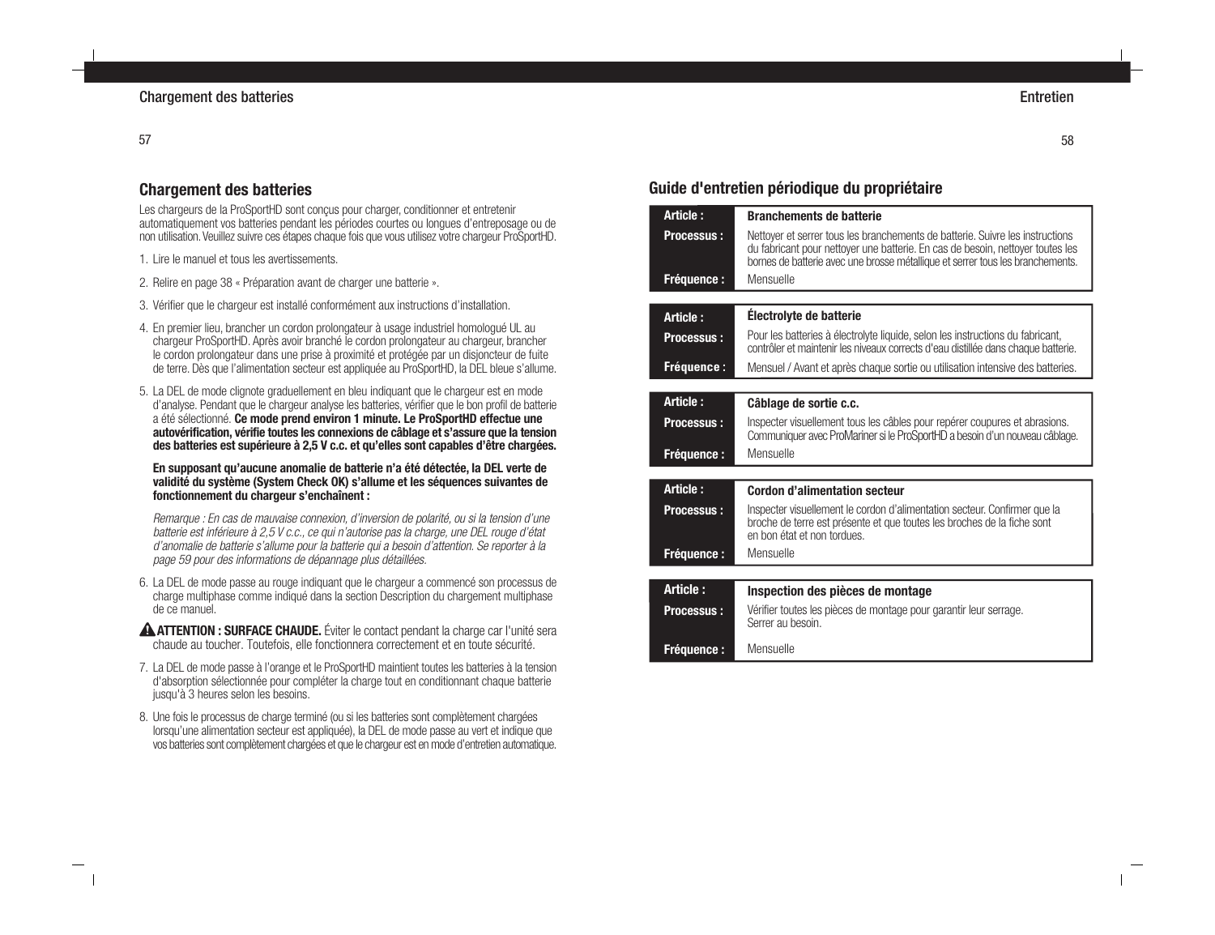## Chargement des batteries

Les chargeurs de la ProSportHD sont conçus pour charger, conditionner et entretenir automatiquement vos batteries pendant les périodes courtes ou longues d'entreposage ou de non utilisation. Veuillez suivre ces étapes chaque fois que vous utilisez votre chargeur ProSportHD.

1. Lire le manuel et tous les avertissements.
2. Relire en page 38 « Préparation avant de charger une batterie ».
3. Vérifier que le chargeur est installé conformément aux instructions d'installation.
4. En premier lieu, brancher un cordon prolongateur à usage industriel homologué UL au chargeur ProSportHD. Après avoir branché le cordon prolongateur au chargeur, brancher le cordon prolongateur dans une prise à proximité et protégée par un disjoncteur de fuite de terre. Dès que l'alimentation secteur est appliquée au ProSportHD, la DEL bleue s'allume.
5. La DEL de mode clignote graduellement en bleu indiquant que le chargeur est en mode d'analyse. Pendant que le chargeur analyse les batteries, vérifier que le bon profil de batterie a été sélectionné. **Ce mode prend environ 1 minute. Le ProSportHD effectue une autovérification, vérifie toutes les connexions de câblage et s'assure que la tension des batteries est supérieure à 2,5 V c.c. et qu'elles sont capables d'être chargées.**

   **En supposant qu'aucune anomalie de batterie n'a été détectée, la DEL verte de validité du système (System Check OK) s'allume et les séquences suivantes de fonctionnement du chargeur s'enchaînent :**

   *Remarque : En cas de mauvaise connexion, d'inversion de polarité, ou si la tension d'une batterie est inférieure à 2,5 V c.c., ce qui n'autorise pas la charge, une DEL rouge d'état d'anomalie de batterie s'allume pour la batterie qui a besoin d'attention. Se reporter à la page 59 pour des informations de dépannage plus détaillées.*

6. La DEL de mode passe au rouge indiquant que le chargeur a commencé son processus de charge multiphase comme indiqué dans la section Description du chargement multiphase de ce manuel.

   ⚠ **ATTENTION : SURFACE CHAUDE.** Éviter le contact pendant la charge car l'unité sera chaude au toucher. Toutefois, elle fonctionnera correctement et en toute sécurité.

7. La DEL de mode passe à l'orange et le ProSportHD maintient toutes les batteries à la tension d'absorption sélectionnée pour compléter la charge tout en conditionnant chaque batterie jusqu'à 3 heures selon les besoins.
8. Une fois le processus de charge terminé (ou si les batteries sont complètement chargées lorsqu'une alimentation secteur est appliquée), la DEL de mode passe au vert et indique que vos batteries sont complètement chargées et que le chargeur est en mode d'entretien automatique.

## Guide d'entretien périodique du propriétaire

| **Article :** | **Branchements de batterie** |
|---|---|
| **Processus :** | Nettoyer et serrer tous les branchements de batterie. Suivre les instructions du fabricant pour nettoyer une batterie. En cas de besoin, nettoyer toutes les bornes de batterie avec une brosse métallique et serrer tous les branchements. |
| **Fréquence :** | Mensuelle |

| **Article :** | **Électrolyte de batterie** |
|---|---|
| **Processus :** | Pour les batteries à électrolyte liquide, selon les instructions du fabricant, contrôler et maintenir les niveaux corrects d'eau distillée dans chaque batterie. |
| **Fréquence :** | Mensuel / Avant et après chaque sortie ou utilisation intensive des batteries. |

| **Article :** | **Câblage de sortie c.c.** |
|---|---|
| **Processus :** | Inspecter visuellement tous les câbles pour repérer coupures et abrasions. Communiquer avec ProMariner si le ProSportHD a besoin d'un nouveau câblage. |
| **Fréquence :** | Mensuelle |

| **Article :** | **Cordon d'alimentation secteur** |
|---|---|
| **Processus :** | Inspecter visuellement le cordon d'alimentation secteur. Confirmer que la broche de terre est présente et que toutes les broches de la fiche sont en bon état et non tordues. |
| **Fréquence :** | Mensuelle |

| **Article :** | **Inspection des pièces de montage** |
|---|---|
| **Processus :** | Vérifier toutes les pièces de montage pour garantir leur serrage. Serrer au besoin. |
| **Fréquence :** | Mensuelle |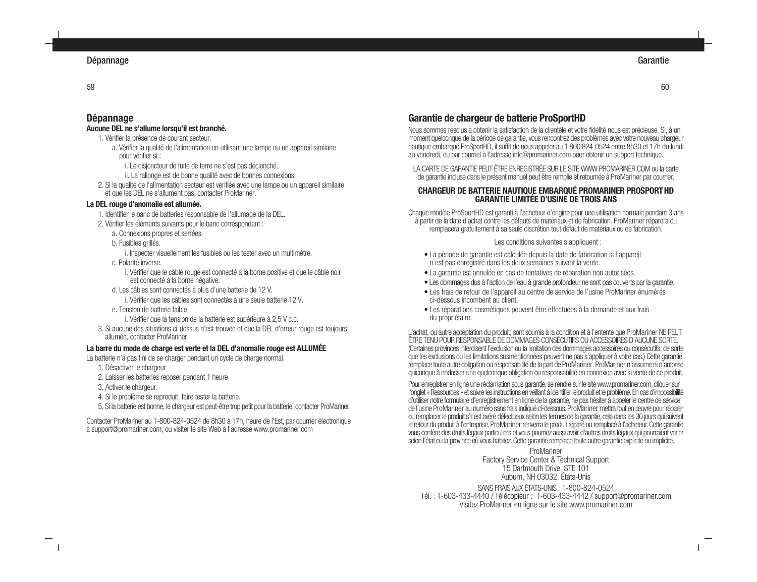# Dépannage

**Aucune DEL ne s'allume lorsqu'il est branché.**

1. Vérifier la présence de courant secteur.
   a. Vérifier la qualité de l'alimentation en utilisant une lampe ou un appareil similaire pour vérifier si :
      i. Le disjoncteur de fuite de terre ne s'est pas déclenché.
      ii. La rallonge est de bonne qualité avec de bonnes connexions.
2. Si la qualité de l'alimentation secteur est vérifiée avec une lampe ou un appareil similaire et que les DEL ne s'allument pas, contacter ProMariner.

**La DEL rouge d'anomalie est allumée.**

1. Identifier le banc de batteries responsable de l'allumage de la DEL.
2. Vérifier les éléments suivants pour le banc correspondant :
   a. Connexions propres et serrées.
   b. Fusibles grillés.
      i. Inspecter visuellement les fusibles ou les tester avec un multimètre.
   c. Polarité inverse.
      i. Vérifier que le câble rouge est connecté à la borne positive et que le câble noir est connecté à la borne négative.
   d. Les câbles sont connectés à plus d'une batterie de 12 V.
      i. Vérifier que les câbles sont connectés à une seule batterie 12 V.
   e. Tension de batterie faible
      i. Vérifier que la tension de la batterie est supérieure à 2,5 V c.c.
3. Si aucune des situations ci-dessus n'est trouvée et que la DEL d'erreur rouge est toujours allumée, contacter ProMariner.

**La barre du mode de charge est verte et la DEL d'anomalie rouge est ALLUMÉE**

La batterie n'a pas fini de se charger pendant un cycle de charge normal.

1. Désactiver le chargeur
2. Laisser les batteries reposer pendant 1 heure
3. Activer le chargeur.
4. Si le problème se reproduit, faire tester la batterie.
5. Si la batterie est bonne, le chargeur est peut-être trop petit pour la batterie, contacter ProMariner.

Contacter ProMariner au 1-800-824-0524 de 8h30 à 17h, heure de l'Est, par courrier électronique à support@promariner.com, ou visiter le site Web à l'adresse www.promariner.com

# Garantie de chargeur de batterie ProSportHD

Nous sommes résolus à obtenir la satisfaction de la clientèle et votre fidélité nous est précieuse. Si, à un moment quelconque de la période de garantie, vous rencontrez des problèmes avec votre nouveau chargeur nautique embarqué ProSportHD, il suffit de nous appeler au 1 800 824-0524 entre 8h30 et 17h du lundi au vendredi, ou par courriel à l'adresse info@promariner.com pour obtenir un support technique.

LA CARTE DE GARANTIE PEUT ÊTRE ENREGISTRÉE SUR LE SITE WWW.PROMARINER.COM ou la carte de garantie incluse dans le présent manuel peut être remplie et retournée à ProMariner par courrier.

**CHARGEUR DE BATTERIE NAUTIQUE EMBARQUÉ PROMARINER PROSPORT HD**
**GARANTIE LIMITÉE D'USINE DE TROIS ANS**

Chaque modèle ProSportHD est garanti à l'acheteur d'origine pour une utilisation normale pendant 3 ans à partir de la date d'achat contre les défauts de matériaux et de fabrication. ProMariner réparera ou remplacera gratuitement à sa seule discrétion tout défaut de matériaux ou de fabrication.

Les conditions suivantes s'appliquent :

- La période de garantie est calculée depuis la date de fabrication si l'appareil n'est pas enregistré dans les deux semaines suivant la vente.
- La garantie est annulée en cas de tentatives de réparation non autorisées.
- Les dommages dus à l'action de l'eau à grande profondeur ne sont pas couverts par la garantie.
- Les frais de retour de l'appareil au centre de service de l'usine ProMariner énumérés ci-dessous incombent au client.
- Les réparations cosmétiques peuvent être effectuées à la demande et aux frais du propriétaire.

L'achat, ou autre acceptation du produit, sont soumis à la condition et à l'entente que ProMariner NE PEUT ÊTRE TENU POUR RESPONSABLE DE DOMMAGES CONSÉCUTIFS OU ACCESSOIRES D'AUCUNE SORTE. (Certaines provinces interdisent l'exclusion ou la limitation des dommages accessoires ou consécutifs, de sorte que les exclusions ou les limitations susmentionnées peuvent ne pas s'appliquer à votre cas.) Cette garantie remplace toute autre obligation ou responsabilité de la part de ProMariner. ProMariner n'assume ni n'autorise quiconque à endosser une quelconque obligation ou responsabilité en connexion avec la vente de ce produit.

Pour enregistrer en ligne une réclamation sous garantie, se rendre sur le site www.promariner.com, cliquer sur l'onglet « Ressources » et suivre les instructions en veillant à identifier le produit et le problème. En cas d'impossibilité d'utiliser notre formulaire d'enregistrement en ligne de la garantie, ne pas hésiter à appeler le centre de service de l'usine ProMariner au numéro sans frais indiqué ci-dessous. ProMariner mettra tout en œuvre pour réparer ou remplacer le produit s'il est avéré défectueux selon les termes de la garantie, cela dans les 30 jours qui suivent le retour du produit à l'entreprise. ProMariner renverra le produit réparé ou remplacé à l'acheteur. Cette garantie vous confère des droits légaux particuliers et vous pourriez aussi avoir d'autres droits légaux qui pourraient varier selon l'état ou la province où vous habitez. Cette garantie remplace toute autre garantie explicite ou implicite.

ProMariner
Factory Service Center & Technical Support
15 Dartmouth Drive, STE 101
Auburn, NH 03032, États-Unis

SANS FRAIS AUX ÉTATS-UNIS : 1-800-824-0524
Tél. : 1-603-433-4440 / Télécopieur : 1-603-433-4442 / support@promariner.com
Visitez ProMariner en ligne sur le site www.promariner.com